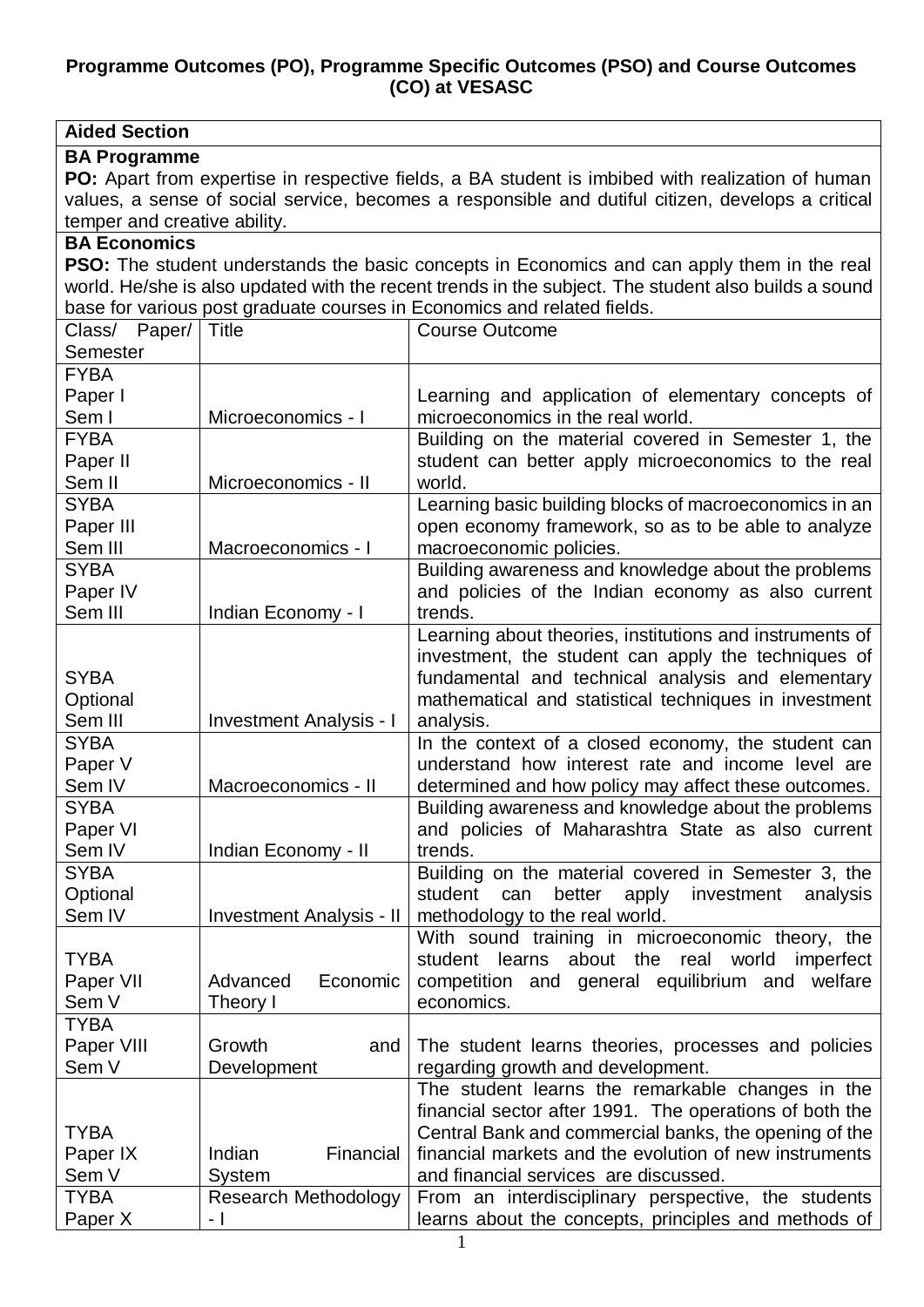**Programme Outcomes (PO), Programme Specific Outcomes (PSO) and Course Outcomes (CO) at VESASC**

**Aided Section**

**BA Programme**

**PO:** Apart from expertise in respective fields, a BA student is imbibed with realization of human values, a sense of social service, becomes a responsible and dutiful citizen, develops a critical temper and creative ability.

**BA Economics**

**PSO:** The student understands the basic concepts in Economics and can apply them in the real world. He/she is also updated with the recent trends in the subject. The student also builds a sound base for various post graduate courses in Economics and related fields.

| Class/ Paper/ Semester | Title | Course Outcome |
|---|---|---|
| FYBA Paper I Sem I | Microeconomics - I | Learning and application of elementary concepts of microeconomics in the real world. |
| FYBA Paper II Sem II | Microeconomics - II | Building on the material covered in Semester 1, the student can better apply microeconomics to the real world. |
| SYBA Paper III Sem III | Macroeconomics - I | Learning basic building blocks of macroeconomics in an open economy framework, so as to be able to analyze macroeconomic policies. |
| SYBA Paper IV Sem III | Indian Economy - I | Building awareness and knowledge about the problems and policies of the Indian economy as also current trends. |
| SYBA Optional Sem III | Investment Analysis - I | Learning about theories, institutions and instruments of investment, the student can apply the techniques of fundamental and technical analysis and elementary mathematical and statistical techniques in investment analysis. |
| SYBA Paper V Sem IV | Macroeconomics - II | In the context of a closed economy, the student can understand how interest rate and income level are determined and how policy may affect these outcomes. |
| SYBA Paper VI Sem IV | Indian Economy - II | Building awareness and knowledge about the problems and policies of Maharashtra State as also current trends. |
| SYBA Optional Sem IV | Investment Analysis - II | Building on the material covered in Semester 3, the student can better apply investment analysis methodology to the real world. |
| TYBA Paper VII Sem V | Advanced Economic Theory I | With sound training in microeconomic theory, the student learns about the real world imperfect competition and general equilibrium and welfare economics. |
| TYBA Paper VIII Sem V | Growth and Development | The student learns theories, processes and policies regarding growth and development. |
| TYBA Paper IX Sem V | Indian Financial System | The student learns the remarkable changes in the financial sector after 1991. The operations of both the Central Bank and commercial banks, the opening of the financial markets and the evolution of new instruments and financial services are discussed. |
| TYBA Paper X | Research Methodology - I | From an interdisciplinary perspective, the students learns about the concepts, principles and methods of |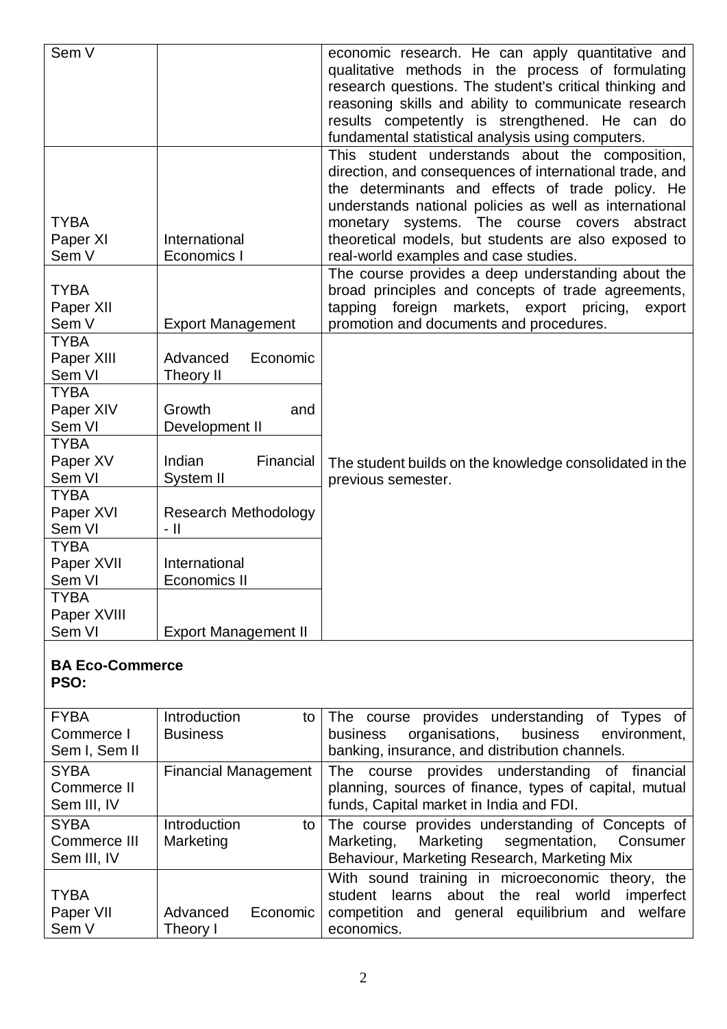| | | |
|---|---|---|
| Sem V | | economic research. He can apply quantitative and qualitative methods in the process of formulating research questions. The student's critical thinking and reasoning skills and ability to communicate research results competently is strengthened. He can do fundamental statistical analysis using computers. |
| TYBA Paper XI Sem V | International Economics I | This student understands about the composition, direction, and consequences of international trade, and the determinants and effects of trade policy. He understands national policies as well as international monetary systems. The course covers abstract theoretical models, but students are also exposed to real-world examples and case studies. |
| TYBA Paper XII Sem V | Export Management | The course provides a deep understanding about the broad principles and concepts of trade agreements, tapping foreign markets, export pricing, export promotion and documents and procedures. |
| TYBA Paper XIII Sem VI | Advanced Economic Theory II | The student builds on the knowledge consolidated in the previous semester. |
| TYBA Paper XIV Sem VI | Growth and Development II | |
| TYBA Paper XV Sem VI | Indian Financial System II | |
| TYBA Paper XVI Sem VI | Research Methodology - II | |
| TYBA Paper XVII Sem VI | International Economics II | |
| TYBA Paper XVIII Sem VI | Export Management II | |

**BA Eco-Commerce**
**PSO:**

| | | |
|---|---|---|
| FYBA Commerce I Sem I, Sem II | Introduction to Business | The course provides understanding of Types of business organisations, business environment, banking, insurance, and distribution channels. |
| SYBA Commerce II Sem III, IV | Financial Management | The course provides understanding of financial planning, sources of finance, types of capital, mutual funds, Capital market in India and FDI. |
| SYBA Commerce III Sem III, IV | Introduction to Marketing | The course provides understanding of Concepts of Marketing, Marketing segmentation, Consumer Behaviour, Marketing Research, Marketing Mix |
| TYBA Paper VII Sem V | Advanced Economic Theory I | With sound training in microeconomic theory, the student learns about the real world imperfect competition and general equilibrium and welfare economics. |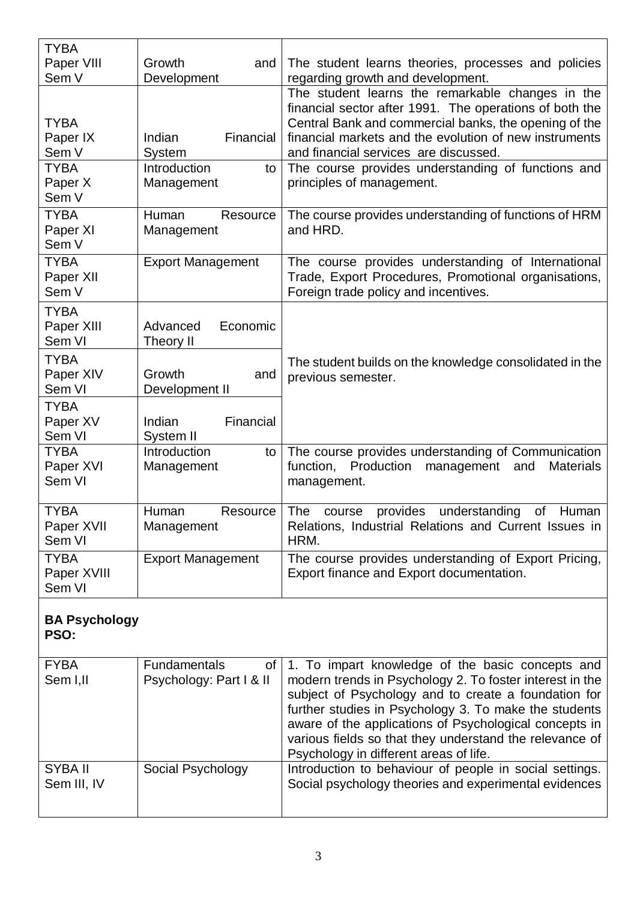| | | |
|---|---|---|
| TYBA Paper VIII Sem V | Growth and Development | The student learns theories, processes and policies regarding growth and development. |
| TYBA Paper IX Sem V | Indian Financial System | The student learns the remarkable changes in the financial sector after 1991. The operations of both the Central Bank and commercial banks, the opening of the financial markets and the evolution of new instruments and financial services are discussed. |
| TYBA Paper X Sem V | Introduction to Management | The course provides understanding of functions and principles of management. |
| TYBA Paper XI Sem V | Human Resource Management | The course provides understanding of functions of HRM and HRD. |
| TYBA Paper XII Sem V | Export Management | The course provides understanding of International Trade, Export Procedures, Promotional organisations, Foreign trade policy and incentives. |
| TYBA Paper XIII Sem VI | Advanced Economic Theory II | The student builds on the knowledge consolidated in the previous semester. |
| TYBA Paper XIV Sem VI | Growth and Development II | |
| TYBA Paper XV Sem VI | Indian Financial System II | |
| TYBA Paper XVI Sem VI | Introduction to Management | The course provides understanding of Communication function, Production management and Materials management. |
| TYBA Paper XVII Sem VI | Human Resource Management | The course provides understanding of Human Relations, Industrial Relations and Current Issues in HRM. |
| TYBA Paper XVIII Sem VI | Export Management | The course provides understanding of Export Pricing, Export finance and Export documentation. |

**BA Psychology**
**PSO:**

| | | |
|---|---|---|
| FYBA Sem I,II | Fundamentals of Psychology: Part I & II | 1. To impart knowledge of the basic concepts and modern trends in Psychology 2. To foster interest in the subject of Psychology and to create a foundation for further studies in Psychology 3. To make the students aware of the applications of Psychological concepts in various fields so that they understand the relevance of Psychology in different areas of life. |
| SYBA II Sem III, IV | Social Psychology | Introduction to behaviour of people in social settings. Social psychology theories and experimental evidences |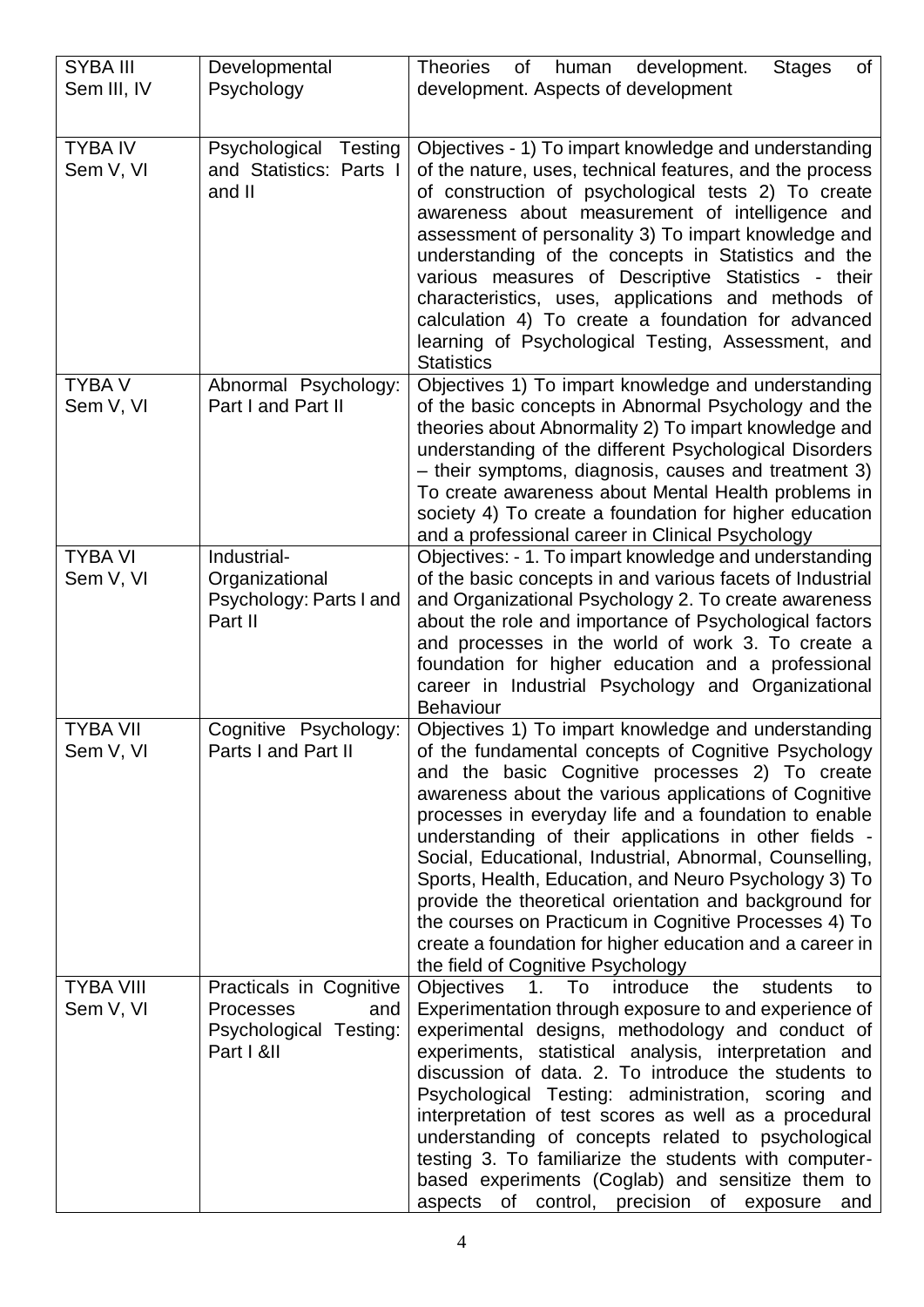| SYBA III Sem III, IV | Developmental Psychology | Theories of human development. Stages of development. Aspects of development |
|---|---|---|
| TYBA IV Sem V, VI | Psychological Testing and Statistics: Parts I and II | Objectives - 1) To impart knowledge and understanding of the nature, uses, technical features, and the process of construction of psychological tests 2) To create awareness about measurement of intelligence and assessment of personality 3) To impart knowledge and understanding of the concepts in Statistics and the various measures of Descriptive Statistics - their characteristics, uses, applications and methods of calculation 4) To create a foundation for advanced learning of Psychological Testing, Assessment, and Statistics |
| TYBA V Sem V, VI | Abnormal Psychology: Part I and Part II | Objectives 1) To impart knowledge and understanding of the basic concepts in Abnormal Psychology and the theories about Abnormality 2) To impart knowledge and understanding of the different Psychological Disorders – their symptoms, diagnosis, causes and treatment 3) To create awareness about Mental Health problems in society 4) To create a foundation for higher education and a professional career in Clinical Psychology |
| TYBA VI Sem V, VI | Industrial-Organizational Psychology: Parts I and Part II | Objectives: - 1. To impart knowledge and understanding of the basic concepts in and various facets of Industrial and Organizational Psychology 2. To create awareness about the role and importance of Psychological factors and processes in the world of work 3. To create a foundation for higher education and a professional career in Industrial Psychology and Organizational Behaviour |
| TYBA VII Sem V, VI | Cognitive Psychology: Parts I and Part II | Objectives 1) To impart knowledge and understanding of the fundamental concepts of Cognitive Psychology and the basic Cognitive processes 2) To create awareness about the various applications of Cognitive processes in everyday life and a foundation to enable understanding of their applications in other fields - Social, Educational, Industrial, Abnormal, Counselling, Sports, Health, Education, and Neuro Psychology 3) To provide the theoretical orientation and background for the courses on Practicum in Cognitive Processes 4) To create a foundation for higher education and a career in the field of Cognitive Psychology |
| TYBA VIII Sem V, VI | Practicals in Cognitive Processes and Psychological Testing: Part I &II | Objectives 1. To introduce the students to Experimentation through exposure to and experience of experimental designs, methodology and conduct of experiments, statistical analysis, interpretation and discussion of data. 2. To introduce the students to Psychological Testing: administration, scoring and interpretation of test scores as well as a procedural understanding of concepts related to psychological testing 3. To familiarize the students with computer-based experiments (Coglab) and sensitize them to aspects of control, precision of exposure and |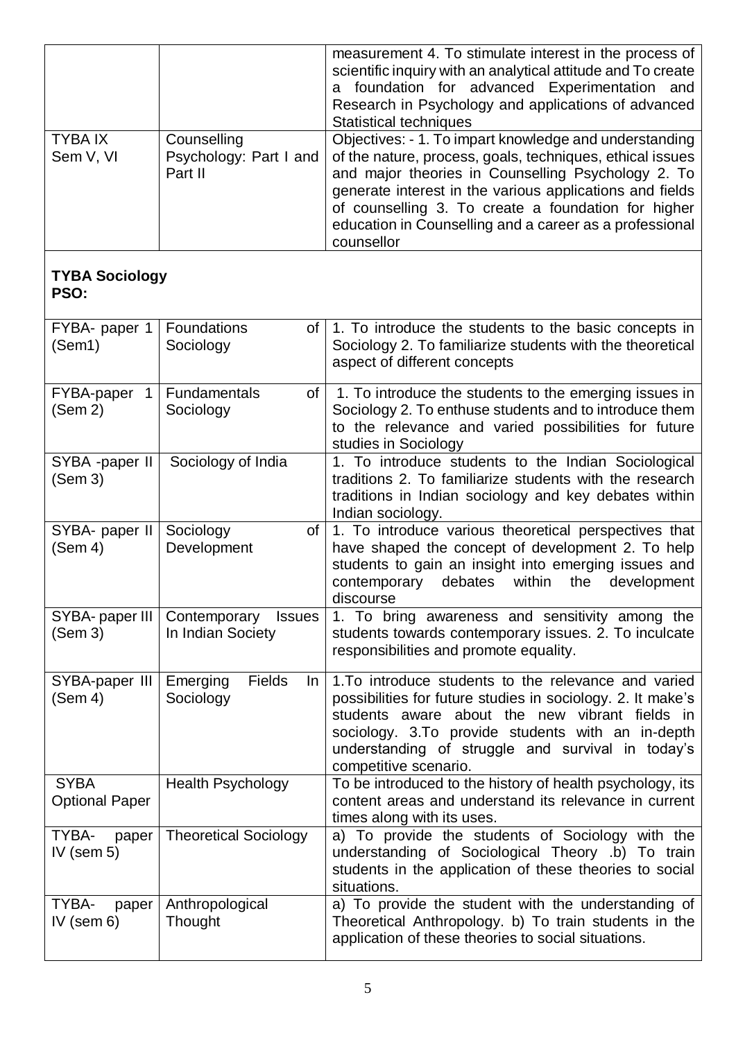| | | measurement 4. To stimulate interest in the process of scientific inquiry with an analytical attitude and To create a foundation for advanced Experimentation and Research in Psychology and applications of advanced Statistical techniques |
|---|---|---|
| TYBA IX Sem V, VI | Counselling Psychology: Part I and Part II | Objectives: - 1. To impart knowledge and understanding of the nature, process, goals, techniques, ethical issues and major theories in Counselling Psychology 2. To generate interest in the various applications and fields of counselling 3. To create a foundation for higher education in Counselling and a career as a professional counsellor |

**TYBA Sociology**
**PSO:**

| | | |
|---|---|---|
| FYBA- paper 1 (Sem1) | Foundations of Sociology | 1. To introduce the students to the basic concepts in Sociology 2. To familiarize students with the theoretical aspect of different concepts |
| FYBA-paper 1 (Sem 2) | Fundamentals of Sociology | 1. To introduce the students to the emerging issues in Sociology 2. To enthuse students and to introduce them to the relevance and varied possibilities for future studies in Sociology |
| SYBA -paper II (Sem 3) | Sociology of India | 1. To introduce students to the Indian Sociological traditions 2. To familiarize students with the research traditions in Indian sociology and key debates within Indian sociology. |
| SYBA- paper II (Sem 4) | Sociology of Development | 1. To introduce various theoretical perspectives that have shaped the concept of development 2. To help students to gain an insight into emerging issues and contemporary debates within the development discourse |
| SYBA- paper III (Sem 3) | Contemporary Issues In Indian Society | 1. To bring awareness and sensitivity among the students towards contemporary issues. 2. To inculcate responsibilities and promote equality. |
| SYBA-paper III (Sem 4) | Emerging Fields In Sociology | 1.To introduce students to the relevance and varied possibilities for future studies in sociology. 2. It make's students aware about the new vibrant fields in sociology. 3.To provide students with an in-depth understanding of struggle and survival in today's competitive scenario. |
| SYBA Optional Paper | Health Psychology | To be introduced to the history of health psychology, its content areas and understand its relevance in current times along with its uses. |
| TYBA- paper IV (sem 5) | Theoretical Sociology | a) To provide the students of Sociology with the understanding of Sociological Theory .b) To train students in the application of these theories to social situations. |
| TYBA- paper IV (sem 6) | Anthropological Thought | a) To provide the student with the understanding of Theoretical Anthropology. b) To train students in the application of these theories to social situations. |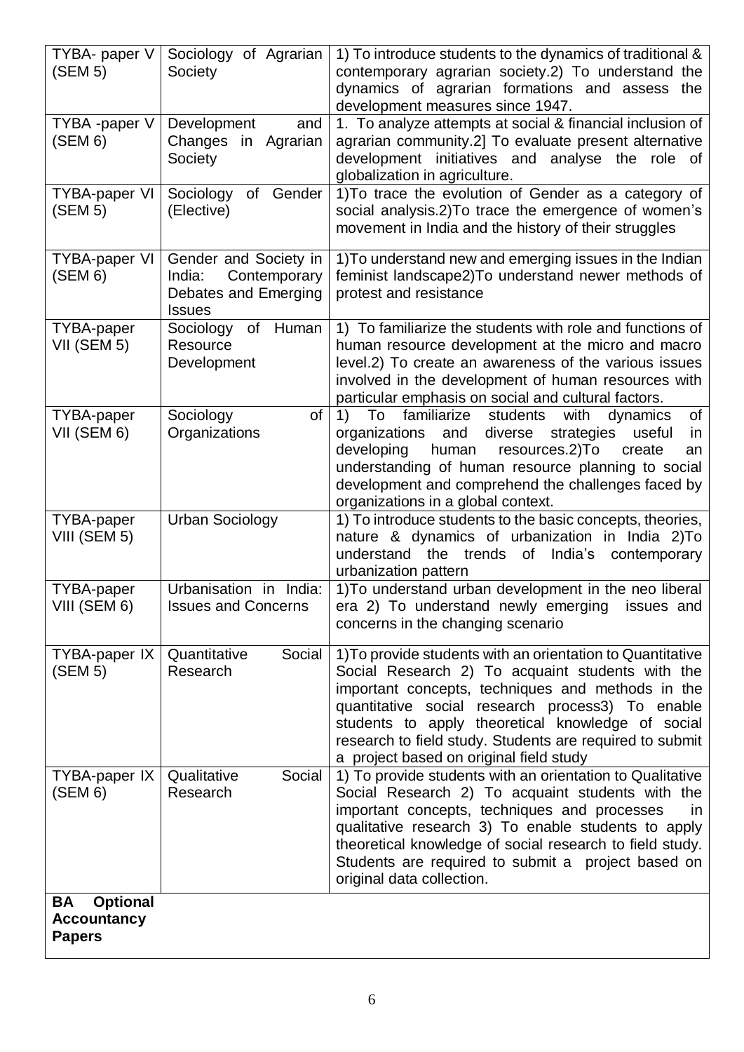| | | |
|---|---|---|
| TYBA- paper V (SEM 5) | Sociology of Agrarian Society | 1) To introduce students to the dynamics of traditional & contemporary agrarian society.2) To understand the dynamics of agrarian formations and assess the development measures since 1947. |
| TYBA -paper V (SEM 6) | Development and Changes in Agrarian Society | 1. To analyze attempts at social & financial inclusion of agrarian community.2] To evaluate present alternative development initiatives and analyse the role of globalization in agriculture. |
| TYBA-paper VI (SEM 5) | Sociology of Gender (Elective) | 1)To trace the evolution of Gender as a category of social analysis.2)To trace the emergence of women's movement in India and the history of their struggles |
| TYBA-paper VI (SEM 6) | Gender and Society in India: Contemporary Debates and Emerging Issues | 1)To understand new and emerging issues in the Indian feminist landscape2)To understand newer methods of protest and resistance |
| TYBA-paper VII (SEM 5) | Sociology of Human Resource Development | 1) To familiarize the students with role and functions of human resource development at the micro and macro level.2) To create an awareness of the various issues involved in the development of human resources with particular emphasis on social and cultural factors. |
| TYBA-paper VII (SEM 6) | Sociology of Organizations | 1) To familiarize students with dynamics of organizations and diverse strategies useful in developing human resources.2)To create an understanding of human resource planning to social development and comprehend the challenges faced by organizations in a global context. |
| TYBA-paper VIII (SEM 5) | Urban Sociology | 1) To introduce students to the basic concepts, theories, nature & dynamics of urbanization in India 2)To understand the trends of India's contemporary urbanization pattern |
| TYBA-paper VIII (SEM 6) | Urbanisation in India: Issues and Concerns | 1)To understand urban development in the neo liberal era 2) To understand newly emerging issues and concerns in the changing scenario |
| TYBA-paper IX (SEM 5) | Quantitative Social Research | 1)To provide students with an orientation to Quantitative Social Research 2) To acquaint students with the important concepts, techniques and methods in the quantitative social research process3) To enable students to apply theoretical knowledge of social research to field study. Students are required to submit a project based on original field study |
| TYBA-paper IX (SEM 6) | Qualitative Social Research | 1) To provide students with an orientation to Qualitative Social Research 2) To acquaint students with the important concepts, techniques and processes in qualitative research 3) To enable students to apply theoretical knowledge of social research to field study. Students are required to submit a project based on original data collection. |
| **BA Optional Accountancy Papers** | | |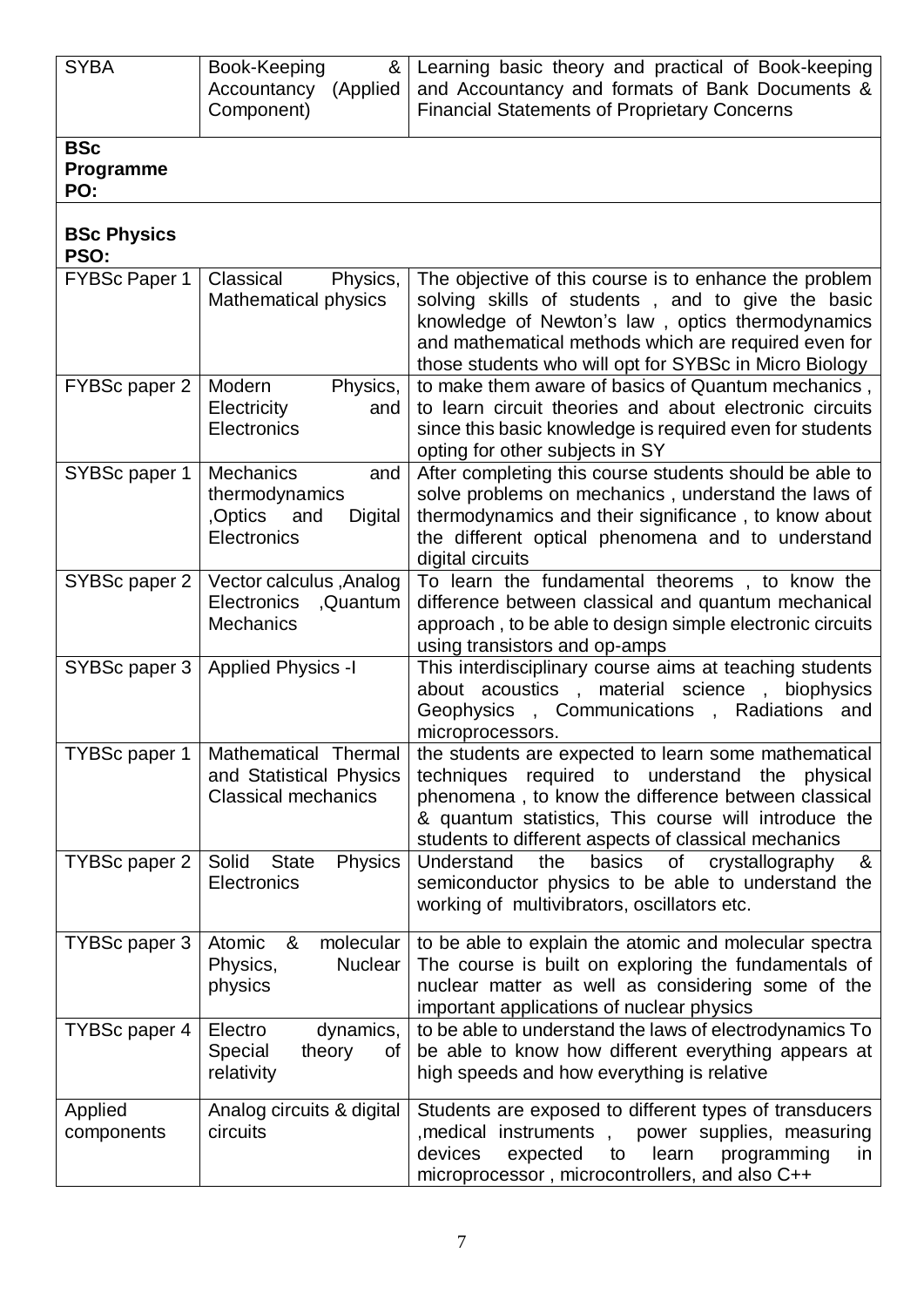| SYBA | Book-Keeping & Accountancy (Applied Component) | Learning basic theory and practical of Book-keeping and Accountancy and formats of Bank Documents & Financial Statements of Proprietary Concerns |
|---|---|---|
| **BSc Programme PO:** | | |
| **BSc Physics PSO:** | | |
| FYBSc Paper 1 | Classical Physics, Mathematical physics | The objective of this course is to enhance the problem solving skills of students , and to give the basic knowledge of Newton's law , optics thermodynamics and mathematical methods which are required even for those students who will opt for SYBSc in Micro Biology |
| FYBSc paper 2 | Modern Physics, Electricity and Electronics | to make them aware of basics of Quantum mechanics , to learn circuit theories and about electronic circuits since this basic knowledge is required even for students opting for other subjects in SY |
| SYBSc paper 1 | Mechanics and thermodynamics ,Optics and Digital Electronics | After completing this course students should be able to solve problems on mechanics , understand the laws of thermodynamics and their significance , to know about the different optical phenomena and to understand digital circuits |
| SYBSc paper 2 | Vector calculus ,Analog Electronics ,Quantum Mechanics | To learn the fundamental theorems , to know the difference between classical and quantum mechanical approach , to be able to design simple electronic circuits using transistors and op-amps |
| SYBSc paper 3 | Applied Physics -I | This interdisciplinary course aims at teaching students about acoustics , material science , biophysics Geophysics , Communications , Radiations and microprocessors. |
| TYBSc paper 1 | Mathematical Thermal and Statistical Physics Classical mechanics | the students are expected to learn some mathematical techniques required to understand the physical phenomena , to know the difference between classical & quantum statistics, This course will introduce the students to different aspects of classical mechanics |
| TYBSc paper 2 | Solid State Physics Electronics | Understand the basics of crystallography & semiconductor physics to be able to understand the working of multivibrators, oscillators etc. |
| TYBSc paper 3 | Atomic & molecular Physics, Nuclear physics | to be able to explain the atomic and molecular spectra The course is built on exploring the fundamentals of nuclear matter as well as considering some of the important applications of nuclear physics |
| TYBSc paper 4 | Electro dynamics, Special theory of relativity | to be able to understand the laws of electrodynamics To be able to know how different everything appears at high speeds and how everything is relative |
| Applied components | Analog circuits & digital circuits | Students are exposed to different types of transducers ,medical instruments , power supplies, measuring devices expected to learn programming in microprocessor , microcontrollers, and also C++ |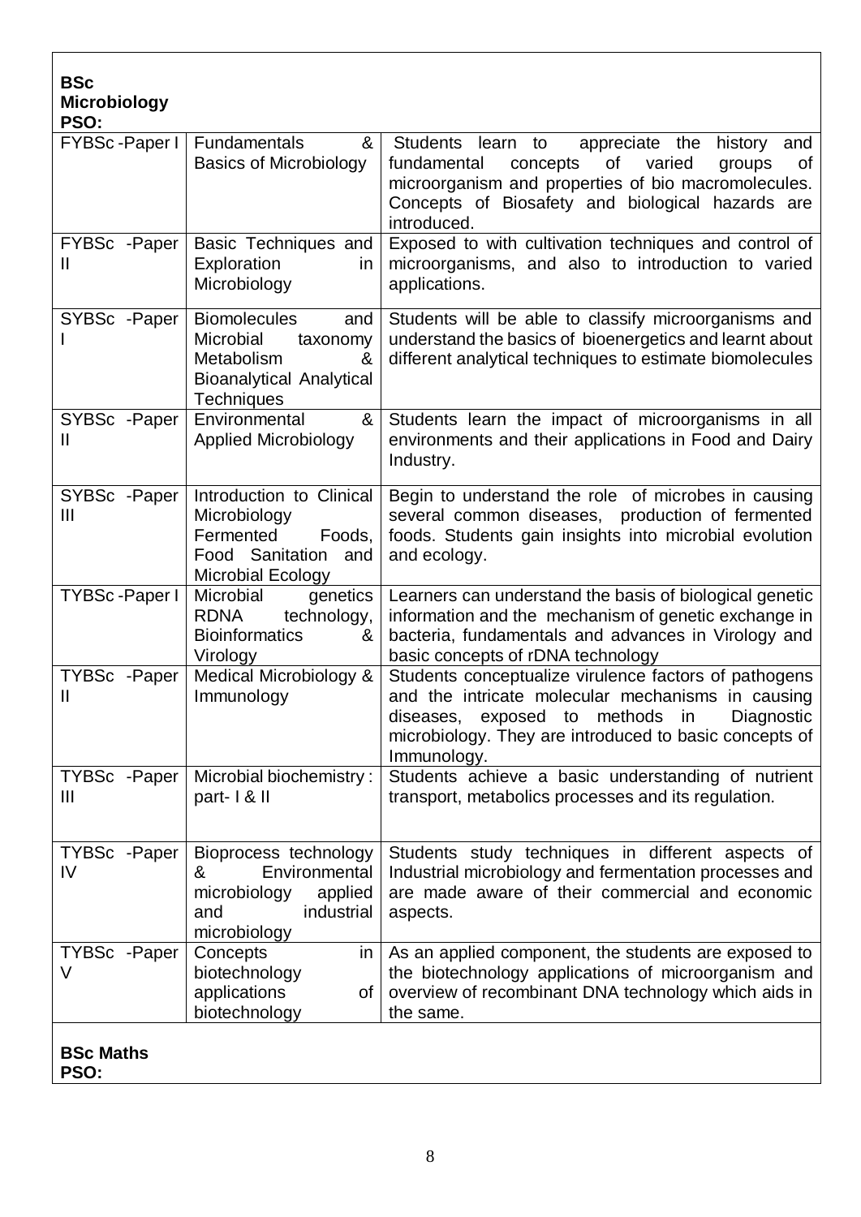**BSc Microbiology PSO:**

| | | |
|---|---|---|
| FYBSc -Paper I | Fundamentals & Basics of Microbiology | Students learn to appreciate the history and fundamental concepts of varied groups of microorganism and properties of bio macromolecules. Concepts of Biosafety and biological hazards are introduced. |
| FYBSc -Paper II | Basic Techniques and Exploration in Microbiology | Exposed to with cultivation techniques and control of microorganisms, and also to introduction to varied applications. |
| SYBSc -Paper I | Biomolecules and Microbial taxonomy Metabolism & Bioanalytical Analytical Techniques | Students will be able to classify microorganisms and understand the basics of bioenergetics and learnt about different analytical techniques to estimate biomolecules |
| SYBSc -Paper II | Environmental & Applied Microbiology | Students learn the impact of microorganisms in all environments and their applications in Food and Dairy Industry. |
| SYBSc -Paper III | Introduction to Clinical Microbiology Fermented Foods, Food Sanitation and Microbial Ecology | Begin to understand the role of microbes in causing several common diseases, production of fermented foods. Students gain insights into microbial evolution and ecology. |
| TYBSc -Paper I | Microbial genetics RDNA technology, Bioinformatics & Virology | Learners can understand the basis of biological genetic information and the mechanism of genetic exchange in bacteria, fundamentals and advances in Virology and basic concepts of rDNA technology |
| TYBSc -Paper II | Medical Microbiology & Immunology | Students conceptualize virulence factors of pathogens and the intricate molecular mechanisms in causing diseases, exposed to methods in Diagnostic microbiology. They are introduced to basic concepts of Immunology. |
| TYBSc -Paper III | Microbial biochemistry : part- I & II | Students achieve a basic understanding of nutrient transport, metabolics processes and its regulation. |
| TYBSc -Paper IV | Bioprocess technology & Environmental microbiology applied and industrial microbiology | Students study techniques in different aspects of Industrial microbiology and fermentation processes and are made aware of their commercial and economic aspects. |
| TYBSc -Paper V | Concepts in biotechnology applications of biotechnology | As an applied component, the students are exposed to the biotechnology applications of microorganism and overview of recombinant DNA technology which aids in the same. |

**BSc Maths PSO:**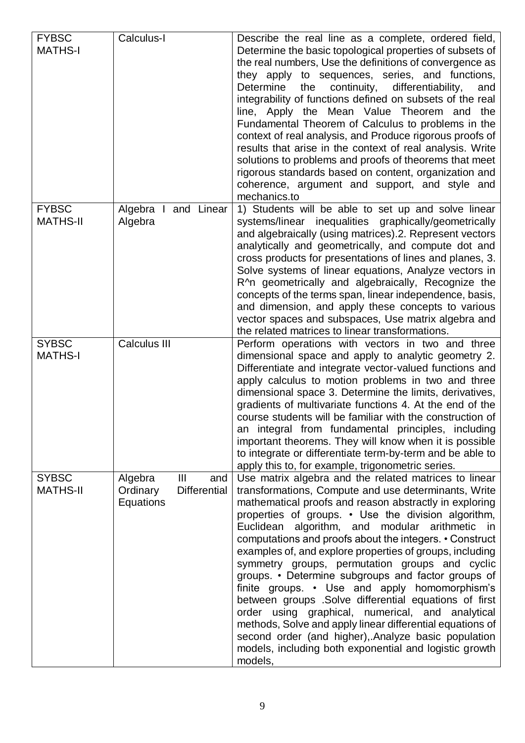| FYBSC MATHS-I | Calculus-I | Describe the real line as a complete, ordered field, Determine the basic topological properties of subsets of the real numbers, Use the definitions of convergence as they apply to sequences, series, and functions, Determine the continuity, differentiability, and integrability of functions defined on subsets of the real line, Apply the Mean Value Theorem and the Fundamental Theorem of Calculus to problems in the context of real analysis, and Produce rigorous proofs of results that arise in the context of real analysis. Write solutions to problems and proofs of theorems that meet rigorous standards based on content, organization and coherence, argument and support, and style and mechanics.to |
|---|---|---|
| FYBSC MATHS-II | Algebra I and Linear Algebra | 1) Students will be able to set up and solve linear systems/linear inequalities graphically/geometrically and algebraically (using matrices).2. Represent vectors analytically and geometrically, and compute dot and cross products for presentations of lines and planes, 3. Solve systems of linear equations, Analyze vectors in R^n geometrically and algebraically, Recognize the concepts of the terms span, linear independence, basis, and dimension, and apply these concepts to various vector spaces and subspaces, Use matrix algebra and the related matrices to linear transformations. |
| SYBSC MATHS-I | Calculus III | Perform operations with vectors in two and three dimensional space and apply to analytic geometry 2. Differentiate and integrate vector-valued functions and apply calculus to motion problems in two and three dimensional space 3. Determine the limits, derivatives, gradients of multivariate functions 4. At the end of the course students will be familiar with the construction of an integral from fundamental principles, including important theorems. They will know when it is possible to integrate or differentiate term-by-term and be able to apply this to, for example, trigonometric series. |
| SYBSC MATHS-II | Algebra III and Ordinary Differential Equations | Use matrix algebra and the related matrices to linear transformations, Compute and use determinants, Write mathematical proofs and reason abstractly in exploring properties of groups. • Use the division algorithm, Euclidean algorithm, and modular arithmetic in computations and proofs about the integers. • Construct examples of, and explore properties of groups, including symmetry groups, permutation groups and cyclic groups. • Determine subgroups and factor groups of finite groups. • Use and apply homomorphism's between groups .Solve differential equations of first order using graphical, numerical, and analytical methods, Solve and apply linear differential equations of second order (and higher),.Analyze basic population models, including both exponential and logistic growth models, |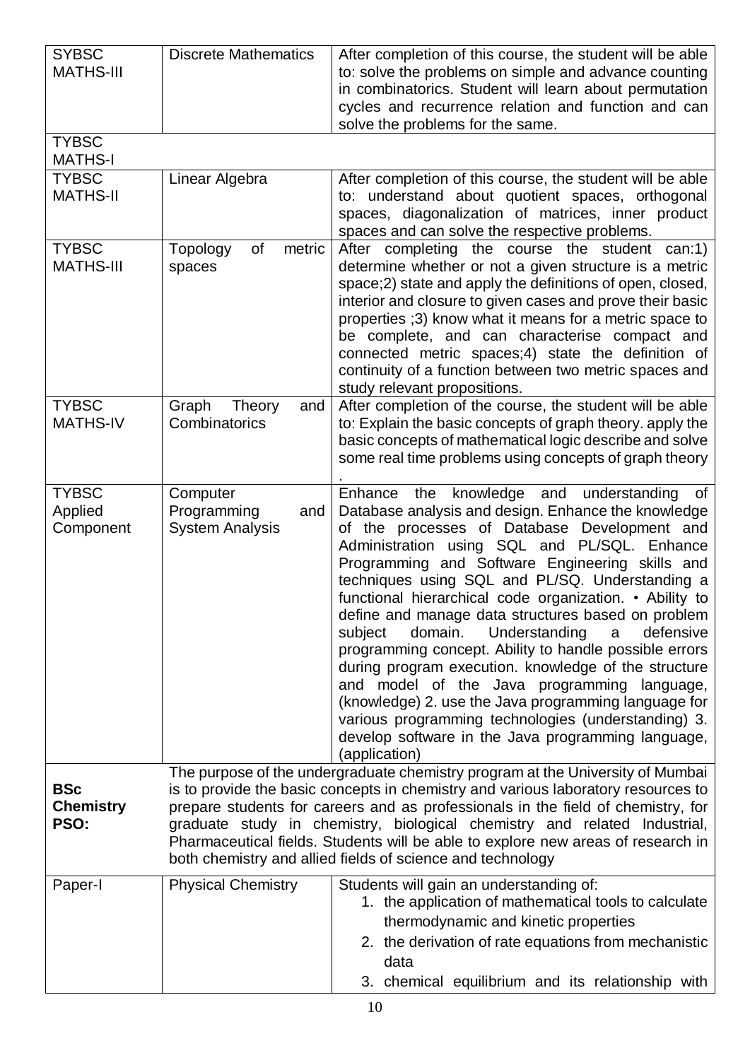| | | |
|---|---|---|
| SYBSC MATHS-III | Discrete Mathematics | After completion of this course, the student will be able to: solve the problems on simple and advance counting in combinatorics. Student will learn about permutation cycles and recurrence relation and function and can solve the problems for the same. |
| TYBSC MATHS-I | | |
| TYBSC MATHS-II | Linear Algebra | After completion of this course, the student will be able to: understand about quotient spaces, orthogonal spaces, diagonalization of matrices, inner product spaces and can solve the respective problems. |
| TYBSC MATHS-III | Topology of metric spaces | After completing the course the student can:1) determine whether or not a given structure is a metric space;2) state and apply the definitions of open, closed, interior and closure to given cases and prove their basic properties ;3) know what it means for a metric space to be complete, and can characterise compact and connected metric spaces;4) state the definition of continuity of a function between two metric spaces and study relevant propositions. |
| TYBSC MATHS-IV | Graph Theory and Combinatorics | After completion of the course, the student will be able to: Explain the basic concepts of graph theory. apply the basic concepts of mathematical logic describe and solve some real time problems using concepts of graph theory . |
| TYBSC Applied Component | Computer Programming and System Analysis | Enhance the knowledge and understanding of Database analysis and design. Enhance the knowledge of the processes of Database Development and Administration using SQL and PL/SQL. Enhance Programming and Software Engineering skills and techniques using SQL and PL/SQL. Understanding a functional hierarchical code organization. • Ability to define and manage data structures based on problem subject domain. Understanding a defensive programming concept. Ability to handle possible errors during program execution. knowledge of the structure and model of the Java programming language, (knowledge) 2. use the Java programming language for various programming technologies (understanding) 3. develop software in the Java programming language, (application) |
| **BSc Chemistry PSO:** | The purpose of the undergraduate chemistry program at the University of Mumbai is to provide the basic concepts in chemistry and various laboratory resources to prepare students for careers and as professionals in the field of chemistry, for graduate study in chemistry, biological chemistry and related Industrial, Pharmaceutical fields. Students will be able to explore new areas of research in both chemistry and allied fields of science and technology | |
| Paper-I | Physical Chemistry | Students will gain an understanding of:<br>1. the application of mathematical tools to calculate thermodynamic and kinetic properties<br>2. the derivation of rate equations from mechanistic data<br>3. chemical equilibrium and its relationship with |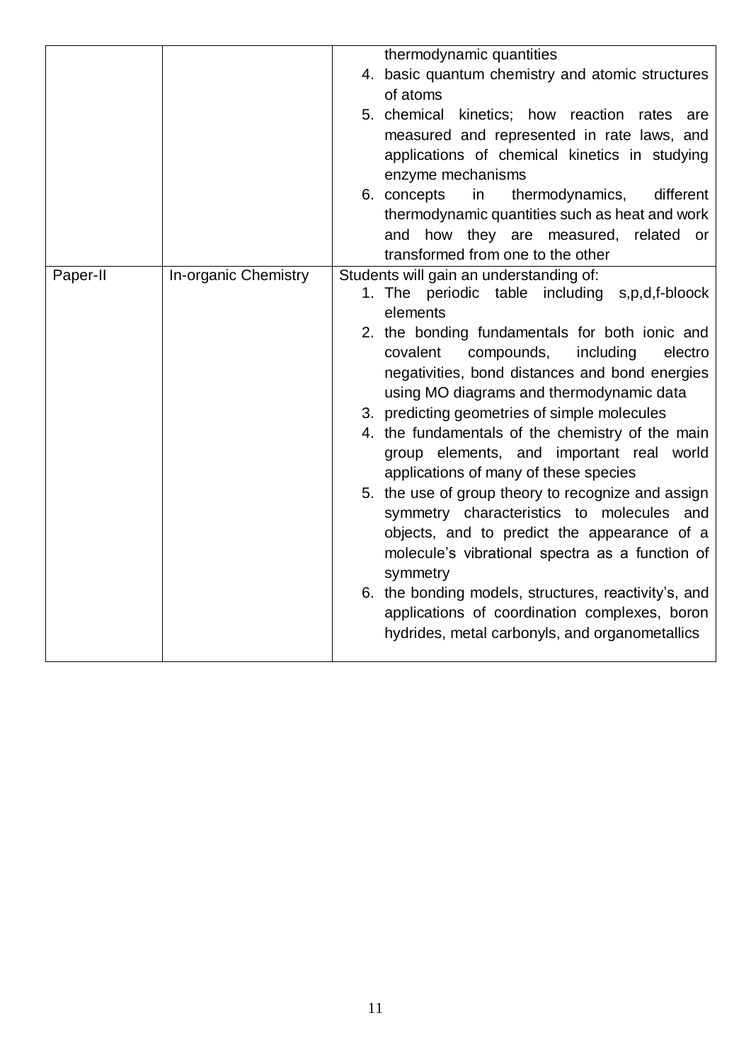| | | |
|---|---|---|
| | | thermodynamic quantities<br>4. basic quantum chemistry and atomic structures of atoms<br>5. chemical kinetics; how reaction rates are measured and represented in rate laws, and applications of chemical kinetics in studying enzyme mechanisms<br>6. concepts in thermodynamics, different thermodynamic quantities such as heat and work and how they are measured, related or transformed from one to the other |
| Paper-II | In-organic Chemistry | Students will gain an understanding of:<br>1. The periodic table including s,p,d,f-bloock elements<br>2. the bonding fundamentals for both ionic and covalent compounds, including electro negativities, bond distances and bond energies using MO diagrams and thermodynamic data<br>3. predicting geometries of simple molecules<br>4. the fundamentals of the chemistry of the main group elements, and important real world applications of many of these species<br>5. the use of group theory to recognize and assign symmetry characteristics to molecules and objects, and to predict the appearance of a molecule's vibrational spectra as a function of symmetry<br>6. the bonding models, structures, reactivity's, and applications of coordination complexes, boron hydrides, metal carbonyls, and organometallics |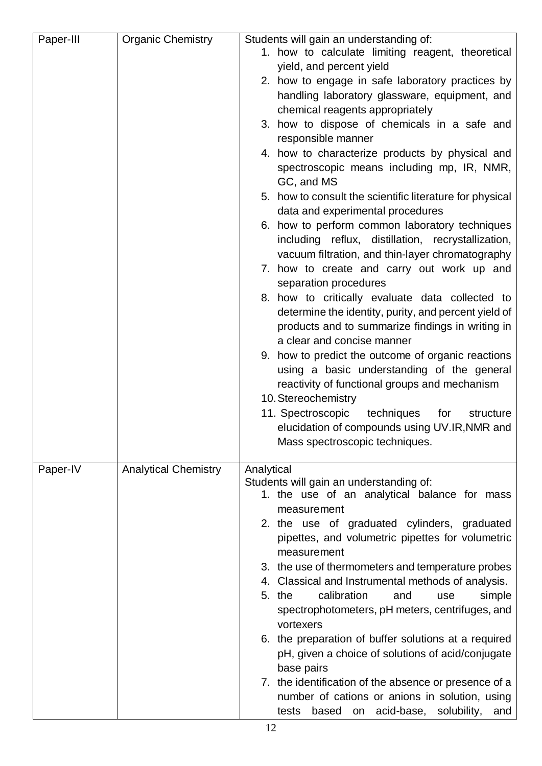| Paper-III | Organic Chemistry | Students will gain an understanding of:<br>1. how to calculate limiting reagent, theoretical yield, and percent yield<br>2. how to engage in safe laboratory practices by handling laboratory glassware, equipment, and chemical reagents appropriately<br>3. how to dispose of chemicals in a safe and responsible manner<br>4. how to characterize products by physical and spectroscopic means including mp, IR, NMR, GC, and MS<br>5. how to consult the scientific literature for physical data and experimental procedures<br>6. how to perform common laboratory techniques including reflux, distillation, recrystallization, vacuum filtration, and thin-layer chromatography<br>7. how to create and carry out work up and separation procedures<br>8. how to critically evaluate data collected to determine the identity, purity, and percent yield of products and to summarize findings in writing in a clear and concise manner<br>9. how to predict the outcome of organic reactions using a basic understanding of the general reactivity of functional groups and mechanism<br>10. Stereochemistry<br>11. Spectroscopic techniques for structure elucidation of compounds using UV.IR,NMR and Mass spectroscopic techniques. |
|---|---|---|
| Paper-IV | Analytical Chemistry | Analytical<br>Students will gain an understanding of:<br>1. the use of an analytical balance for mass measurement<br>2. the use of graduated cylinders, graduated pipettes, and volumetric pipettes for volumetric measurement<br>3. the use of thermometers and temperature probes<br>4. Classical and Instrumental methods of analysis.<br>5. the calibration and use simple spectrophotometers, pH meters, centrifuges, and vortexers<br>6. the preparation of buffer solutions at a required pH, given a choice of solutions of acid/conjugate base pairs<br>7. the identification of the absence or presence of a number of cations or anions in solution, using tests based on acid-base, solubility, and |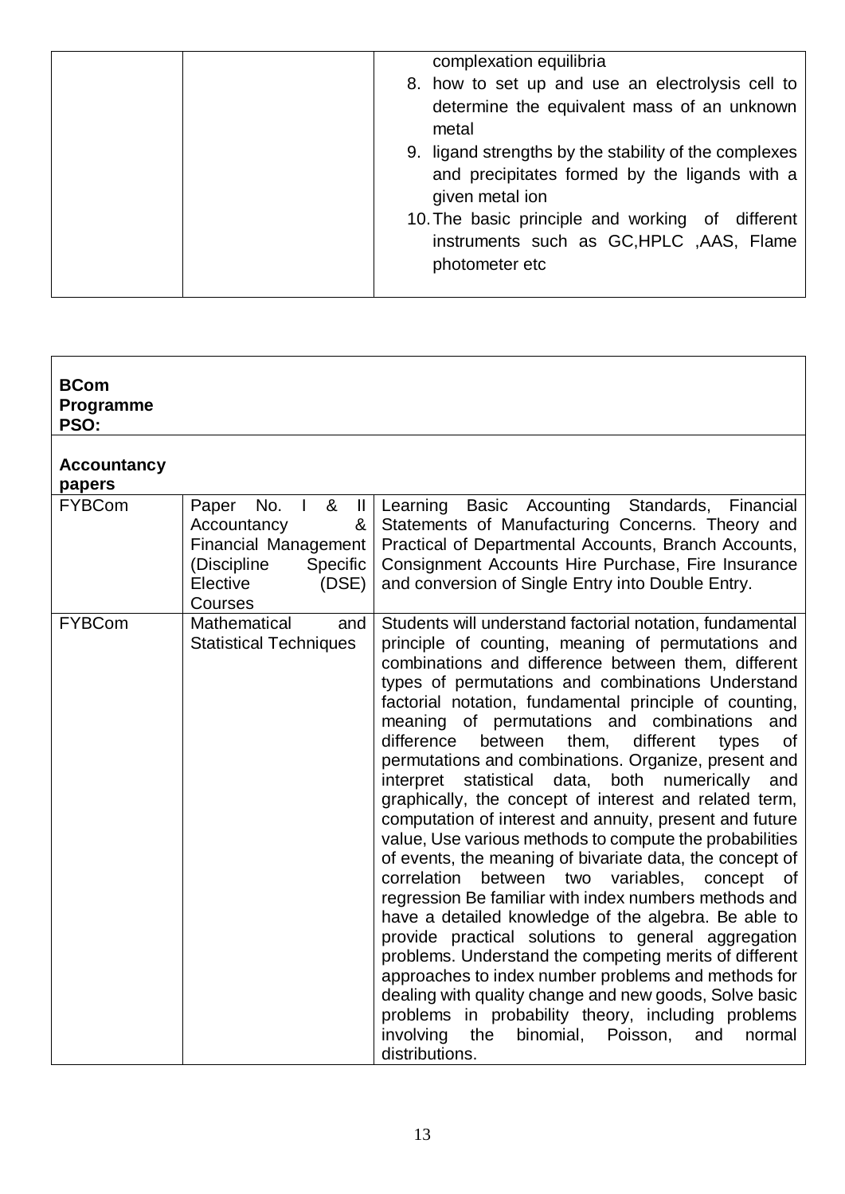| | | complexation equilibria<br>8. how to set up and use an electrolysis cell to determine the equivalent mass of an unknown metal<br>9. ligand strengths by the stability of the complexes and precipitates formed by the ligands with a given metal ion<br>10. The basic principle and working of different instruments such as GC,HPLC ,AAS, Flame photometer etc |
|---|---|---|

| **BCom Programme PSO:** | | |
|---|---|---|
| **Accountancy papers** | | |
| FYBCom | Paper No. I & II Accountancy & Financial Management (Discipline Specific Elective (DSE) Courses | Learning Basic Accounting Standards, Financial Statements of Manufacturing Concerns. Theory and Practical of Departmental Accounts, Branch Accounts, Consignment Accounts Hire Purchase, Fire Insurance and conversion of Single Entry into Double Entry. |
| FYBCom | Mathematical and Statistical Techniques | Students will understand factorial notation, fundamental principle of counting, meaning of permutations and combinations and difference between them, different types of permutations and combinations Understand factorial notation, fundamental principle of counting, meaning of permutations and combinations and difference between them, different types of permutations and combinations. Organize, present and interpret statistical data, both numerically and graphically, the concept of interest and related term, computation of interest and annuity, present and future value, Use various methods to compute the probabilities of events, the meaning of bivariate data, the concept of correlation between two variables, concept of regression Be familiar with index numbers methods and have a detailed knowledge of the algebra. Be able to provide practical solutions to general aggregation problems. Understand the competing merits of different approaches to index number problems and methods for dealing with quality change and new goods, Solve basic problems in probability theory, including problems involving the binomial, Poisson, and normal distributions. |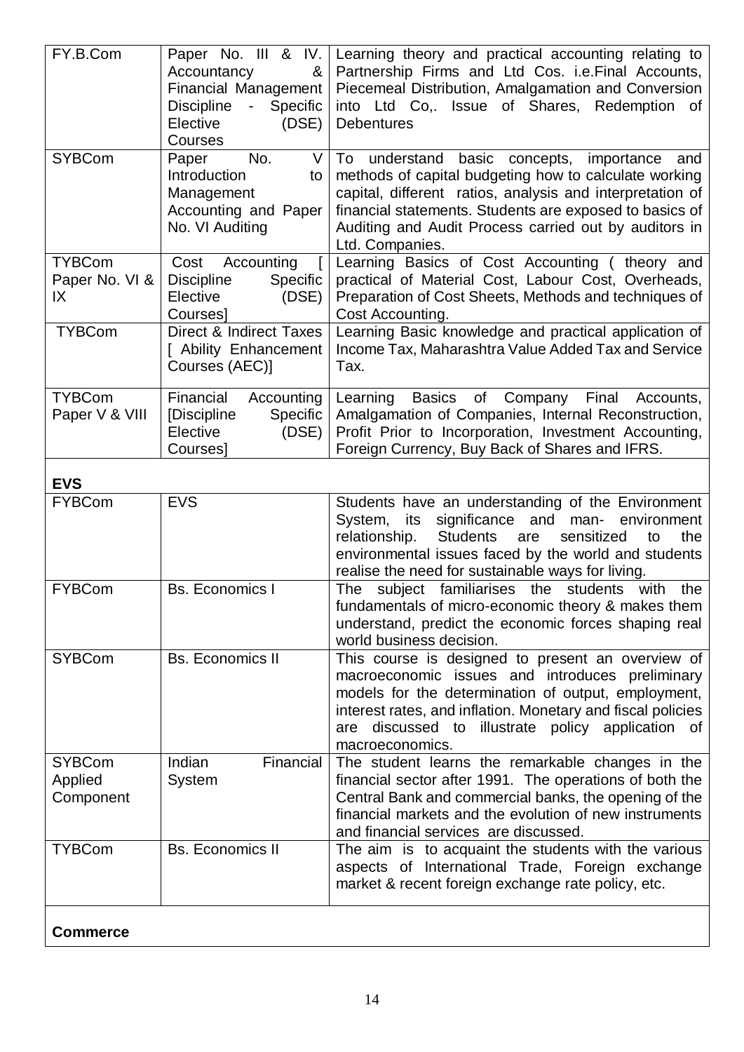| FY.B.Com | Paper No. III & IV. Accountancy & Financial Management Discipline - Specific Elective (DSE) Courses | Learning theory and practical accounting relating to Partnership Firms and Ltd Cos. i.e.Final Accounts, Piecemeal Distribution, Amalgamation and Conversion into Ltd Co,. Issue of Shares, Redemption of Debentures |
|---|---|---|
| SYBCom | Paper No. V Introduction to Management Accounting and Paper No. VI Auditing | To understand basic concepts, importance and methods of capital budgeting how to calculate working capital, different ratios, analysis and interpretation of financial statements. Students are exposed to basics of Auditing and Audit Process carried out by auditors in Ltd. Companies. |
| TYBCom Paper No. VI & IX | Cost Accounting [ Discipline Specific Elective (DSE) Courses] | Learning Basics of Cost Accounting ( theory and practical of Material Cost, Labour Cost, Overheads, Preparation of Cost Sheets, Methods and techniques of Cost Accounting. |
| TYBCom | Direct & Indirect Taxes [ Ability Enhancement Courses (AEC)] | Learning Basic knowledge and practical application of Income Tax, Maharashtra Value Added Tax and Service Tax. |
| TYBCom Paper V & VIII | Financial Accounting [Discipline Specific Elective (DSE) Courses] | Learning Basics of Company Final Accounts, Amalgamation of Companies, Internal Reconstruction, Profit Prior to Incorporation, Investment Accounting, Foreign Currency, Buy Back of Shares and IFRS. |
| **EVS** | | |
| FYBCom | EVS | Students have an understanding of the Environment System, its significance and man- environment relationship. Students are sensitized to the environmental issues faced by the world and students realise the need for sustainable ways for living. |
| FYBCom | Bs. Economics I | The subject familiarises the students with the fundamentals of micro-economic theory & makes them understand, predict the economic forces shaping real world business decision. |
| SYBCom | Bs. Economics II | This course is designed to present an overview of macroeconomic issues and introduces preliminary models for the determination of output, employment, interest rates, and inflation. Monetary and fiscal policies are discussed to illustrate policy application of macroeconomics. |
| SYBCom Applied Component | Indian Financial System | The student learns the remarkable changes in the financial sector after 1991. The operations of both the Central Bank and commercial banks, the opening of the financial markets and the evolution of new instruments and financial services are discussed. |
| TYBCom | Bs. Economics II | The aim is to acquaint the students with the various aspects of International Trade, Foreign exchange market & recent foreign exchange rate policy, etc. |
| **Commerce** | | |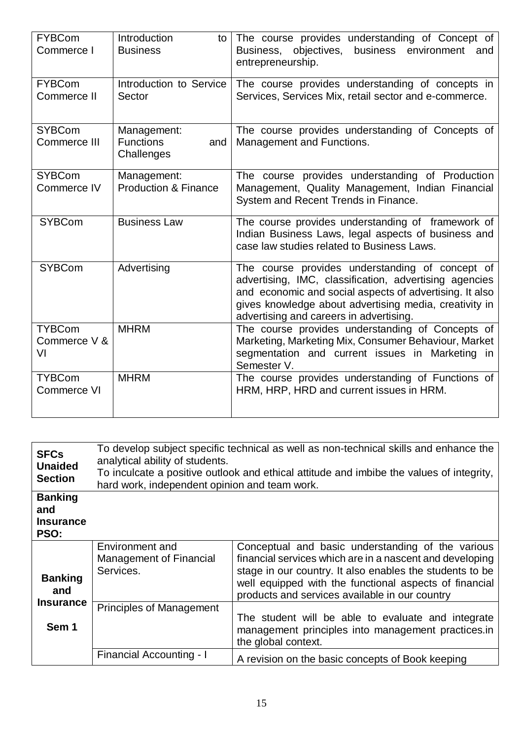| FYBCom Commerce I | Introduction to Business | The course provides understanding of Concept of Business, objectives, business environment and entrepreneurship. |
|---|---|---|
| FYBCom Commerce II | Introduction to Service Sector | The course provides understanding of concepts in Services, Services Mix, retail sector and e-commerce. |
| SYBCom Commerce III | Management: Functions and Challenges | The course provides understanding of Concepts of Management and Functions. |
| SYBCom Commerce IV | Management: Production & Finance | The course provides understanding of Production Management, Quality Management, Indian Financial System and Recent Trends in Finance. |
| SYBCom | Business Law | The course provides understanding of framework of Indian Business Laws, legal aspects of business and case law studies related to Business Laws. |
| SYBCom | Advertising | The course provides understanding of concept of advertising, IMC, classification, advertising agencies and economic and social aspects of advertising. It also gives knowledge about advertising media, creativity in advertising and careers in advertising. |
| TYBCom Commerce V & VI | MHRM | The course provides understanding of Concepts of Marketing, Marketing Mix, Consumer Behaviour, Market segmentation and current issues in Marketing in Semester V. |
| TYBCom Commerce VI | MHRM | The course provides understanding of Functions of HRM, HRP, HRD and current issues in HRM. |

| **SFCs Unaided Section** | To develop subject specific technical as well as non-technical skills and enhance the analytical ability of students. To inculcate a positive outlook and ethical attitude and imbibe the values of integrity, hard work, independent opinion and team work. | |
|---|---|---|
| **Banking and Insurance PSO:** | | |
| **Banking and Insurance Sem 1** | Environment and Management of Financial Services. | Conceptual and basic understanding of the various financial services which are in a nascent and developing stage in our country. It also enables the students to be well equipped with the functional aspects of financial products and services available in our country |
| | Principles of Management | The student will be able to evaluate and integrate management principles into management practices.in the global context. |
| | Financial Accounting - I | A revision on the basic concepts of Book keeping |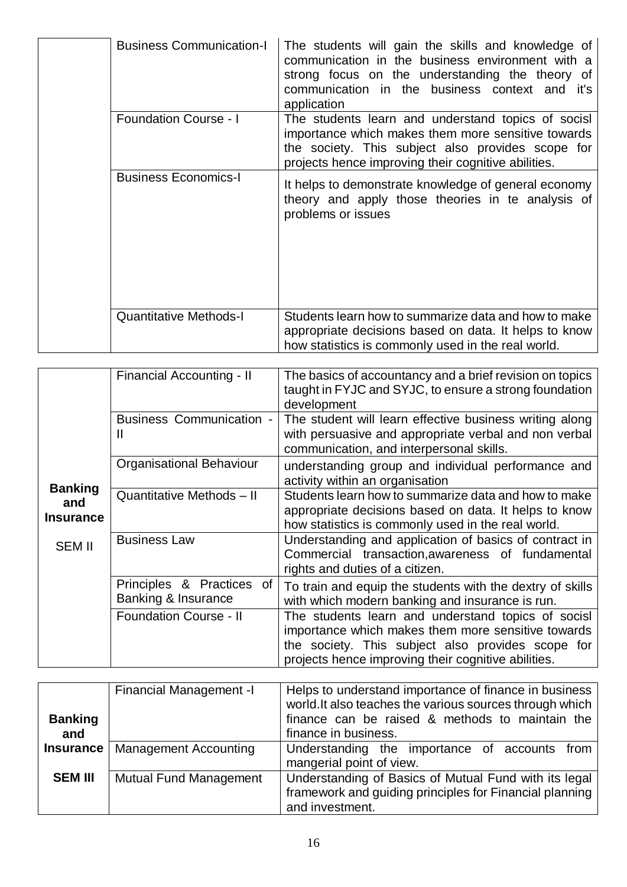| | | |
|---|---|---|
| | Business Communication-I | The students will gain the skills and knowledge of communication in the business environment with a strong focus on the understanding the theory of communication in the business context and it's application |
| | Foundation Course - I | The students learn and understand topics of socisl importance which makes them more sensitive towards the society. This subject also provides scope for projects hence improving their cognitive abilities. |
| | Business Economics-I | It helps to demonstrate knowledge of general economy theory and apply those theories in te analysis of problems or issues |
| | Quantitative Methods-I | Students learn how to summarize data and how to make appropriate decisions based on data. It helps to know how statistics is commonly used in the real world. |

| | | |
|---|---|---|
| **Banking and Insurance** SEM II | Financial Accounting - II | The basics of accountancy and a brief revision on topics taught in FYJC and SYJC, to ensure a strong foundation development |
| | Business Communication - II | The student will learn effective business writing along with persuasive and appropriate verbal and non verbal communication, and interpersonal skills. |
| | Organisational Behaviour | understanding group and individual performance and activity within an organisation |
| | Quantitative Methods – II | Students learn how to summarize data and how to make appropriate decisions based on data. It helps to know how statistics is commonly used in the real world. |
| | Business Law | Understanding and application of basics of contract in Commercial transaction,awareness of fundamental rights and duties of a citizen. |
| | Principles & Practices of Banking & Insurance | To train and equip the students with the dextry of skills with which modern banking and insurance is run. |
| | Foundation Course - II | The students learn and understand topics of socisl importance which makes them more sensitive towards the society. This subject also provides scope for projects hence improving their cognitive abilities. |

| | | |
|---|---|---|
| **Banking and Insurance** **SEM III** | Financial Management -I | Helps to understand importance of finance in business world.It also teaches the various sources through which finance can be raised & methods to maintain the finance in business. |
| | Management Accounting | Understanding the importance of accounts from mangerial point of view. |
| | Mutual Fund Management | Understanding of Basics of Mutual Fund with its legal framework and guiding principles for Financial planning and investment. |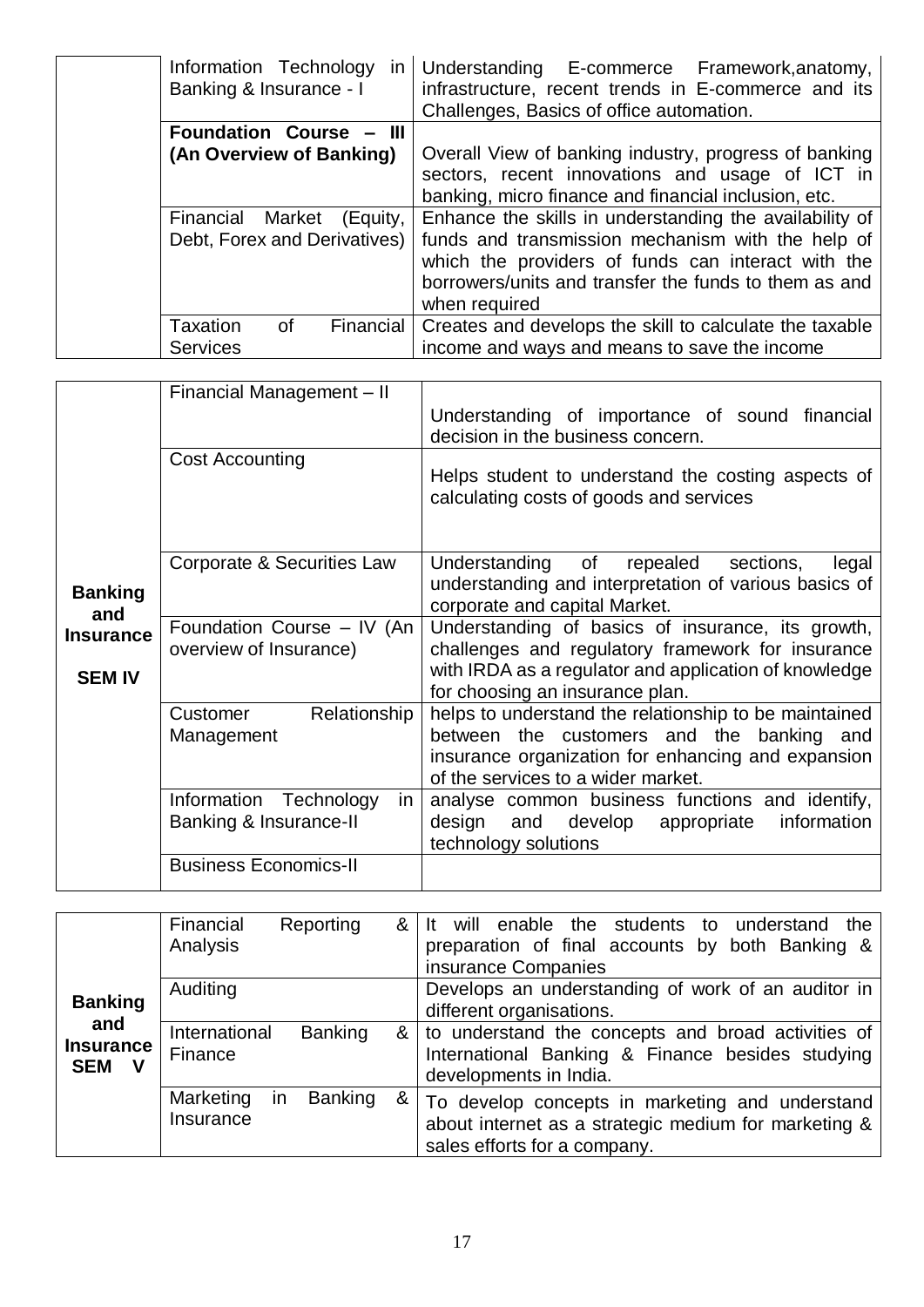| | | |
|---|---|---|
| | Information Technology in Banking & Insurance - I | Understanding E-commerce Framework,anatomy, infrastructure, recent trends in E-commerce and its Challenges, Basics of office automation. |
| | **Foundation Course – III (An Overview of Banking)** | Overall View of banking industry, progress of banking sectors, recent innovations and usage of ICT in banking, micro finance and financial inclusion, etc. |
| | Financial Market (Equity, Debt, Forex and Derivatives) | Enhance the skills in understanding the availability of funds and transmission mechanism with the help of which the providers of funds can interact with the borrowers/units and transfer the funds to them as and when required |
| | Taxation of Financial Services | Creates and develops the skill to calculate the taxable income and ways and means to save the income |

| | | |
|---|---|---|
| **Banking and Insurance SEM IV** | Financial Management – II | Understanding of importance of sound financial decision in the business concern. |
| | Cost Accounting | Helps student to understand the costing aspects of calculating costs of goods and services |
| | Corporate & Securities Law | Understanding of repealed sections, legal understanding and interpretation of various basics of corporate and capital Market. |
| | Foundation Course – IV (An overview of Insurance) | Understanding of basics of insurance, its growth, challenges and regulatory framework for insurance with IRDA as a regulator and application of knowledge for choosing an insurance plan. |
| | Customer Relationship Management | helps to understand the relationship to be maintained between the customers and the banking and insurance organization for enhancing and expansion of the services to a wider market. |
| | Information Technology in Banking & Insurance-II | analyse common business functions and identify, design and develop appropriate information technology solutions |
| | Business Economics-II | |

| | | |
|---|---|---|
| **Banking and Insurance SEM V** | Financial Reporting & Analysis | It will enable the students to understand the preparation of final accounts by both Banking & insurance Companies |
| | Auditing | Develops an understanding of work of an auditor in different organisations. |
| | International Banking & Finance | to understand the concepts and broad activities of International Banking & Finance besides studying developments in India. |
| | Marketing in Banking & Insurance | To develop concepts in marketing and understand about internet as a strategic medium for marketing & sales efforts for a company. |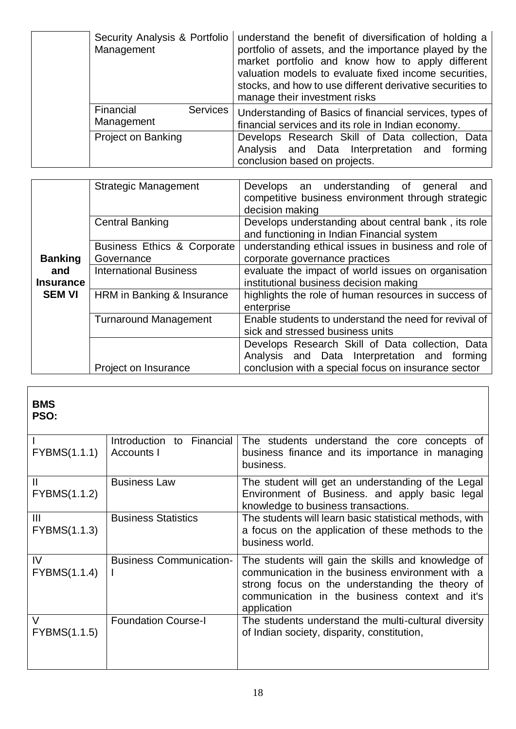| | | |
|---|---|---|
| | Security Analysis & Portfolio Management | understand the benefit of diversification of holding a portfolio of assets, and the importance played by the market portfolio and know how to apply different valuation models to evaluate fixed income securities, stocks, and how to use different derivative securities to manage their investment risks |
| | Financial Services Management | Understanding of Basics of financial services, types of financial services and its role in Indian economy. |
| | Project on Banking | Develops Research Skill of Data collection, Data Analysis and Data Interpretation and forming conclusion based on projects. |

| | | |
|---|---|---|
| **Banking and Insurance SEM VI** | Strategic Management | Develops an understanding of general and competitive business environment through strategic decision making |
| | Central Banking | Develops understanding about central bank , its role and functioning in Indian Financial system |
| | Business Ethics & Corporate Governance | understanding ethical issues in business and role of corporate governance practices |
| | International Business | evaluate the impact of world issues on organisation institutional business decision making |
| | HRM in Banking & Insurance | highlights the role of human resources in success of enterprise |
| | Turnaround Management | Enable students to understand the need for revival of sick and stressed business units |
| | Project on Insurance | Develops Research Skill of Data collection, Data Analysis and Data Interpretation and forming conclusion with a special focus on insurance sector |

**BMS**
**PSO:**

| | | |
|---|---|---|
| I FYBMS(1.1.1) | Introduction to Financial Accounts I | The students understand the core concepts of business finance and its importance in managing business. |
| II FYBMS(1.1.2) | Business Law | The student will get an understanding of the Legal Environment of Business. and apply basic legal knowledge to business transactions. |
| III FYBMS(1.1.3) | Business Statistics | The students will learn basic statistical methods, with a focus on the application of these methods to the business world. |
| IV FYBMS(1.1.4) | Business Communication-I | The students will gain the skills and knowledge of communication in the business environment with a strong focus on the understanding the theory of communication in the business context and it's application |
| V FYBMS(1.1.5) | Foundation Course-I | The students understand the multi-cultural diversity of Indian society, disparity, constitution, |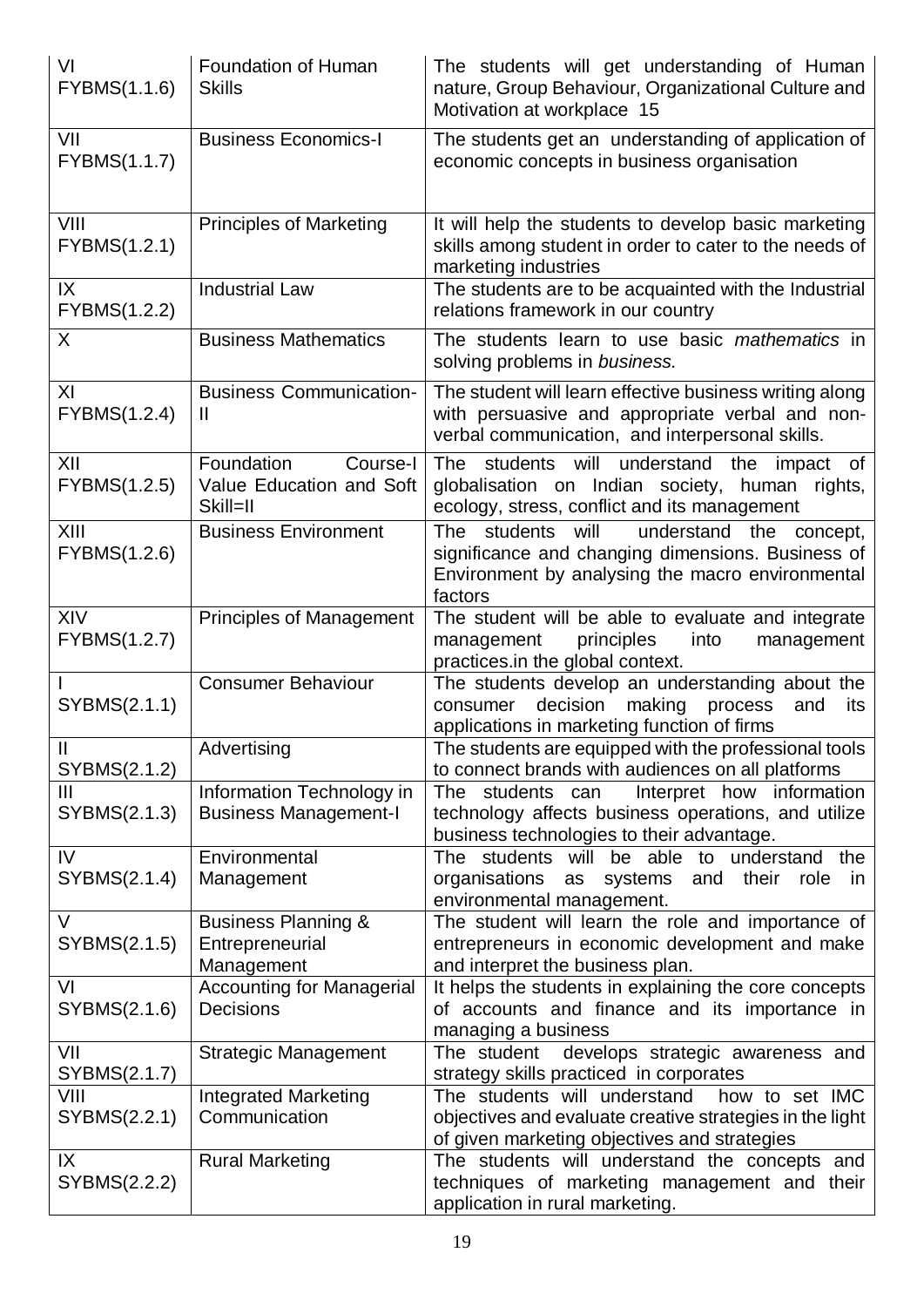| VI FYBMS(1.1.6) | Foundation of Human Skills | The students will get understanding of Human nature, Group Behaviour, Organizational Culture and Motivation at workplace 15 |
|---|---|---|
| VII FYBMS(1.1.7) | Business Economics-I | The students get an understanding of application of economic concepts in business organisation |
| VIII FYBMS(1.2.1) | Principles of Marketing | It will help the students to develop basic marketing skills among student in order to cater to the needs of marketing industries |
| IX FYBMS(1.2.2) | Industrial Law | The students are to be acquainted with the Industrial relations framework in our country |
| X | Business Mathematics | The students learn to use basic *mathematics* in solving problems in *business.* |
| XI FYBMS(1.2.4) | Business Communication-II | The student will learn effective business writing along with persuasive and appropriate verbal and non-verbal communication, and interpersonal skills. |
| XII FYBMS(1.2.5) | Foundation Course-I Value Education and Soft Skill=II | The students will understand the impact of globalisation on Indian society, human rights, ecology, stress, conflict and its management |
| XIII FYBMS(1.2.6) | Business Environment | The students will understand the concept, significance and changing dimensions. Business of Environment by analysing the macro environmental factors |
| XIV FYBMS(1.2.7) | Principles of Management | The student will be able to evaluate and integrate management principles into management practices.in the global context. |
| I SYBMS(2.1.1) | Consumer Behaviour | The students develop an understanding about the consumer decision making process and its applications in marketing function of firms |
| II SYBMS(2.1.2) | Advertising | The students are equipped with the professional tools to connect brands with audiences on all platforms |
| III SYBMS(2.1.3) | Information Technology in Business Management-I | The students can Interpret how information technology affects business operations, and utilize business technologies to their advantage. |
| IV SYBMS(2.1.4) | Environmental Management | The students will be able to understand the organisations as systems and their role in environmental management. |
| V SYBMS(2.1.5) | Business Planning & Entrepreneurial Management | The student will learn the role and importance of entrepreneurs in economic development and make and interpret the business plan. |
| VI SYBMS(2.1.6) | Accounting for Managerial Decisions | It helps the students in explaining the core concepts of accounts and finance and its importance in managing a business |
| VII SYBMS(2.1.7) | Strategic Management | The student develops strategic awareness and strategy skills practiced in corporates |
| VIII SYBMS(2.2.1) | Integrated Marketing Communication | The students will understand how to set IMC objectives and evaluate creative strategies in the light of given marketing objectives and strategies |
| IX SYBMS(2.2.2) | Rural Marketing | The students will understand the concepts and techniques of marketing management and their application in rural marketing. |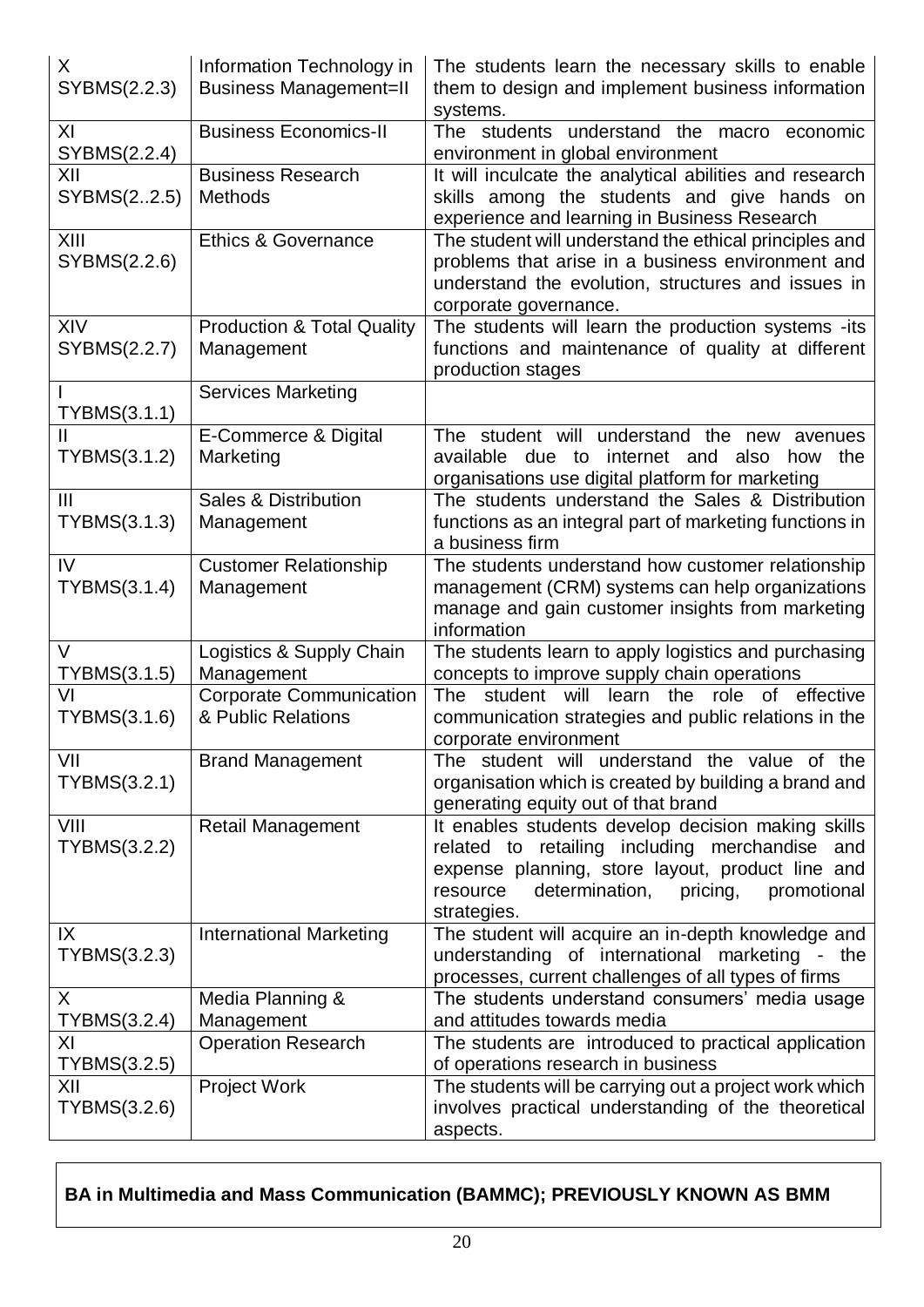| X SYBMS(2.2.3) | Information Technology in Business Management=II | The students learn the necessary skills to enable them to design and implement business information systems. |
|---|---|---|
| XI SYBMS(2.2.4) | Business Economics-II | The students understand the macro economic environment in global environment |
| XII SYBMS(2..2.5) | Business Research Methods | It will inculcate the analytical abilities and research skills among the students and give hands on experience and learning in Business Research |
| XIII SYBMS(2.2.6) | Ethics & Governance | The student will understand the ethical principles and problems that arise in a business environment and understand the evolution, structures and issues in corporate governance. |
| XIV SYBMS(2.2.7) | Production & Total Quality Management | The students will learn the production systems -its functions and maintenance of quality at different production stages |
| I TYBMS(3.1.1) | Services Marketing | |
| II TYBMS(3.1.2) | E-Commerce & Digital Marketing | The student will understand the new avenues available due to internet and also how the organisations use digital platform for marketing |
| III TYBMS(3.1.3) | Sales & Distribution Management | The students understand the Sales & Distribution functions as an integral part of marketing functions in a business firm |
| IV TYBMS(3.1.4) | Customer Relationship Management | The students understand how customer relationship management (CRM) systems can help organizations manage and gain customer insights from marketing information |
| V TYBMS(3.1.5) | Logistics & Supply Chain Management | The students learn to apply logistics and purchasing concepts to improve supply chain operations |
| VI TYBMS(3.1.6) | Corporate Communication & Public Relations | The student will learn the role of effective communication strategies and public relations in the corporate environment |
| VII TYBMS(3.2.1) | Brand Management | The student will understand the value of the organisation which is created by building a brand and generating equity out of that brand |
| VIII TYBMS(3.2.2) | Retail Management | It enables students develop decision making skills related to retailing including merchandise and expense planning, store layout, product line and resource determination, pricing, promotional strategies. |
| IX TYBMS(3.2.3) | International Marketing | The student will acquire an in-depth knowledge and understanding of international marketing - the processes, current challenges of all types of firms |
| X TYBMS(3.2.4) | Media Planning & Management | The students understand consumers' media usage and attitudes towards media |
| XI TYBMS(3.2.5) | Operation Research | The students are introduced to practical application of operations research in business |
| XII TYBMS(3.2.6) | Project Work | The students will be carrying out a project work which involves practical understanding of the theoretical aspects. |

**BA in Multimedia and Mass Communication (BAMMC); PREVIOUSLY KNOWN AS BMM**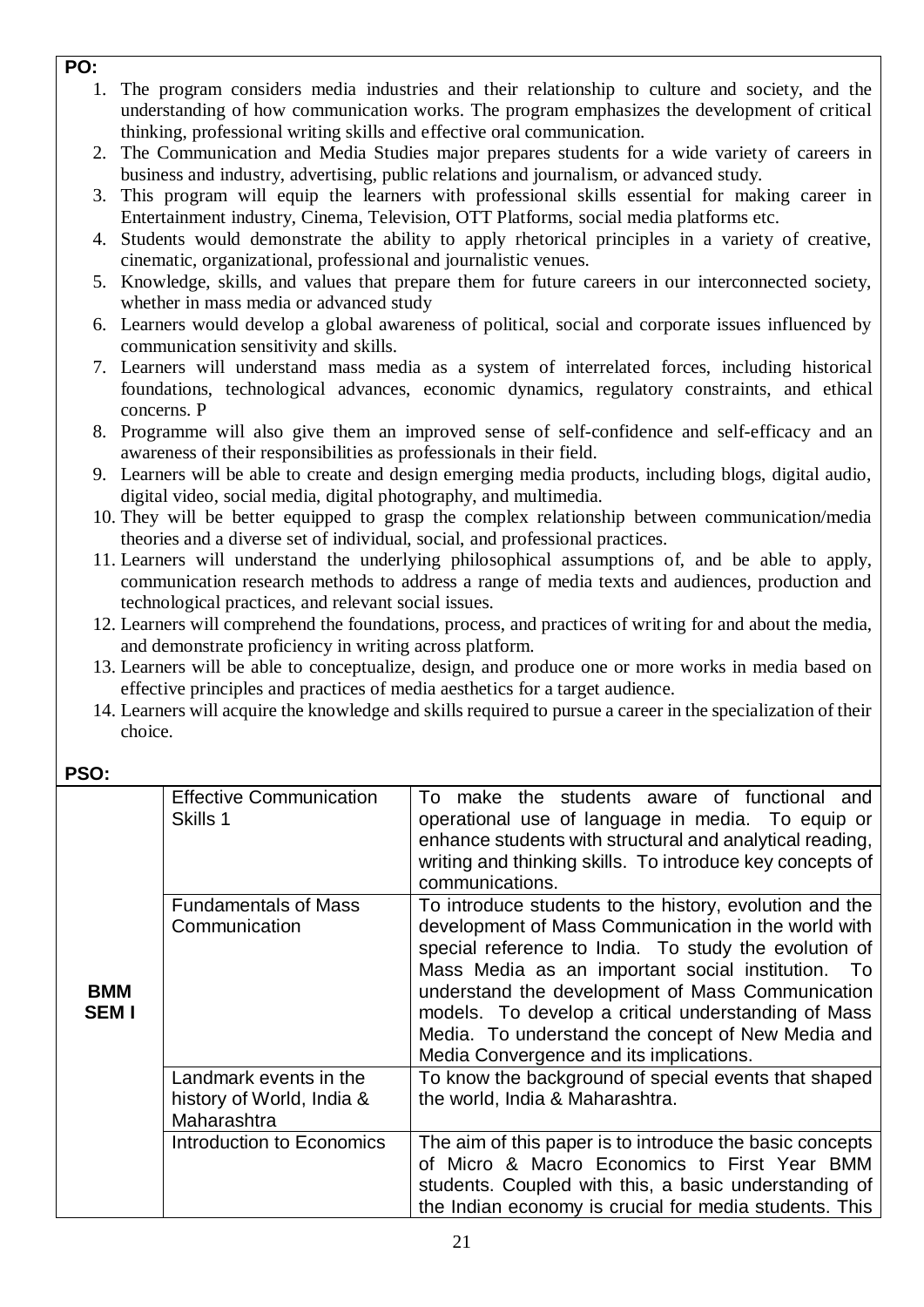**PO:**

1. The program considers media industries and their relationship to culture and society, and the understanding of how communication works. The program emphasizes the development of critical thinking, professional writing skills and effective oral communication.
2. The Communication and Media Studies major prepares students for a wide variety of careers in business and industry, advertising, public relations and journalism, or advanced study.
3. This program will equip the learners with professional skills essential for making career in Entertainment industry, Cinema, Television, OTT Platforms, social media platforms etc.
4. Students would demonstrate the ability to apply rhetorical principles in a variety of creative, cinematic, organizational, professional and journalistic venues.
5. Knowledge, skills, and values that prepare them for future careers in our interconnected society, whether in mass media or advanced study
6. Learners would develop a global awareness of political, social and corporate issues influenced by communication sensitivity and skills.
7. Learners will understand mass media as a system of interrelated forces, including historical foundations, technological advances, economic dynamics, regulatory constraints, and ethical concerns. P
8. Programme will also give them an improved sense of self-confidence and self-efficacy and an awareness of their responsibilities as professionals in their field.
9. Learners will be able to create and design emerging media products, including blogs, digital audio, digital video, social media, digital photography, and multimedia.
10. They will be better equipped to grasp the complex relationship between communication/media theories and a diverse set of individual, social, and professional practices.
11. Learners will understand the underlying philosophical assumptions of, and be able to apply, communication research methods to address a range of media texts and audiences, production and technological practices, and relevant social issues.
12. Learners will comprehend the foundations, process, and practices of writing for and about the media, and demonstrate proficiency in writing across platform.
13. Learners will be able to conceptualize, design, and produce one or more works in media based on effective principles and practices of media aesthetics for a target audience.
14. Learners will acquire the knowledge and skills required to pursue a career in the specialization of their choice.

**PSO:**

| | | |
|---|---|---|
| **BMM SEM I** | Effective Communication Skills 1 | To make the students aware of functional and operational use of language in media. To equip or enhance students with structural and analytical reading, writing and thinking skills. To introduce key concepts of communications. |
| | Fundamentals of Mass Communication | To introduce students to the history, evolution and the development of Mass Communication in the world with special reference to India. To study the evolution of Mass Media as an important social institution. To understand the development of Mass Communication models. To develop a critical understanding of Mass Media. To understand the concept of New Media and Media Convergence and its implications. |
| | Landmark events in the history of World, India & Maharashtra | To know the background of special events that shaped the world, India & Maharashtra. |
| | Introduction to Economics | The aim of this paper is to introduce the basic concepts of Micro & Macro Economics to First Year BMM students. Coupled with this, a basic understanding of the Indian economy is crucial for media students. This |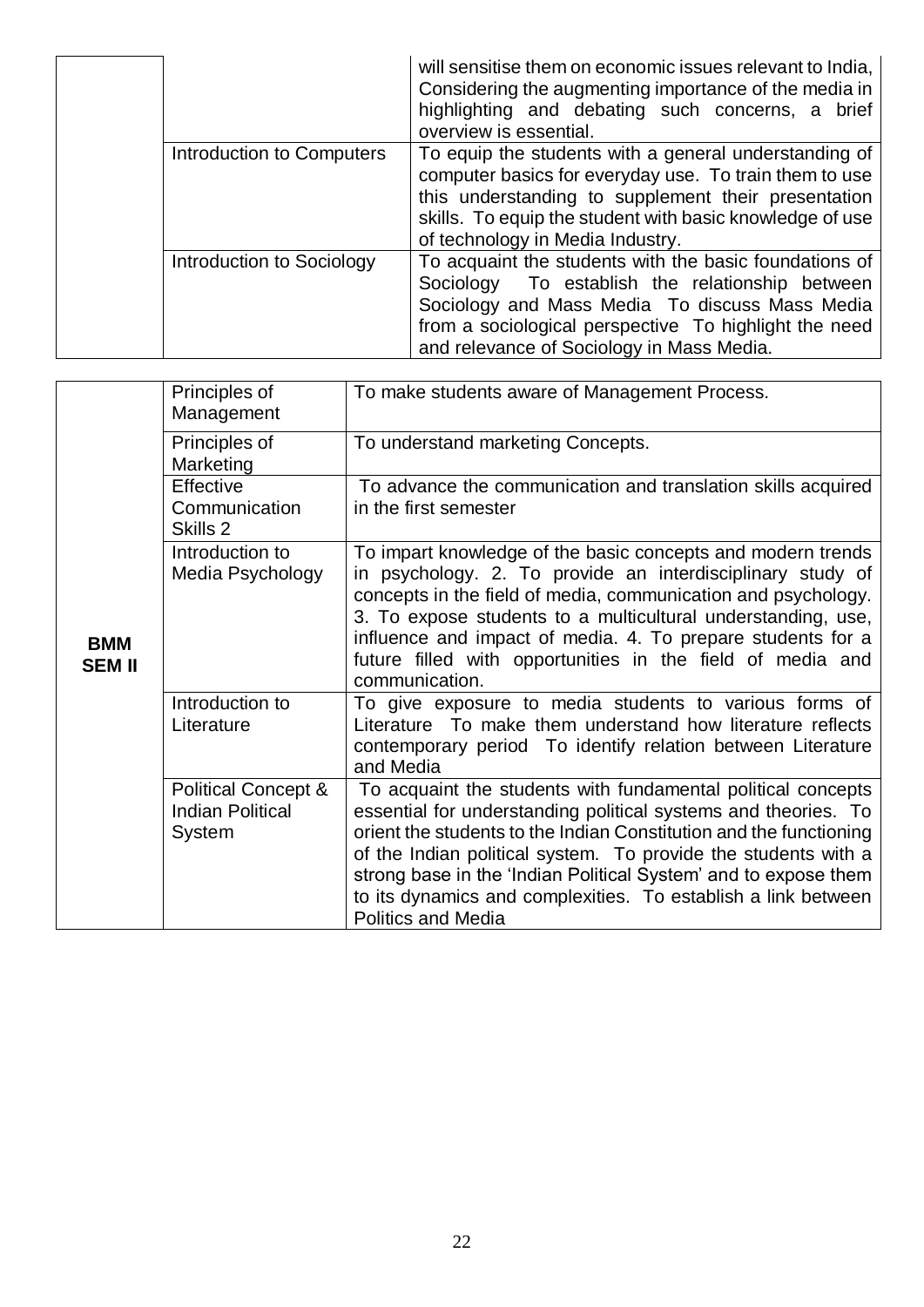| | | |
|---|---|---|
| | | will sensitise them on economic issues relevant to India, Considering the augmenting importance of the media in highlighting and debating such concerns, a brief overview is essential. |
| | Introduction to Computers | To equip the students with a general understanding of computer basics for everyday use. To train them to use this understanding to supplement their presentation skills. To equip the student with basic knowledge of use of technology in Media Industry. |
| | Introduction to Sociology | To acquaint the students with the basic foundations of Sociology To establish the relationship between Sociology and Mass Media To discuss Mass Media from a sociological perspective To highlight the need and relevance of Sociology in Mass Media. |

| | | |
|---|---|---|
| **BMM SEM II** | Principles of Management | To make students aware of Management Process. |
| | Principles of Marketing | To understand marketing Concepts. |
| | Effective Communication Skills 2 | To advance the communication and translation skills acquired in the first semester |
| | Introduction to Media Psychology | To impart knowledge of the basic concepts and modern trends in psychology. 2. To provide an interdisciplinary study of concepts in the field of media, communication and psychology. 3. To expose students to a multicultural understanding, use, influence and impact of media. 4. To prepare students for a future filled with opportunities in the field of media and communication. |
| | Introduction to Literature | To give exposure to media students to various forms of Literature To make them understand how literature reflects contemporary period To identify relation between Literature and Media |
| | Political Concept & Indian Political System | To acquaint the students with fundamental political concepts essential for understanding political systems and theories. To orient the students to the Indian Constitution and the functioning of the Indian political system. To provide the students with a strong base in the 'Indian Political System' and to expose them to its dynamics and complexities. To establish a link between Politics and Media |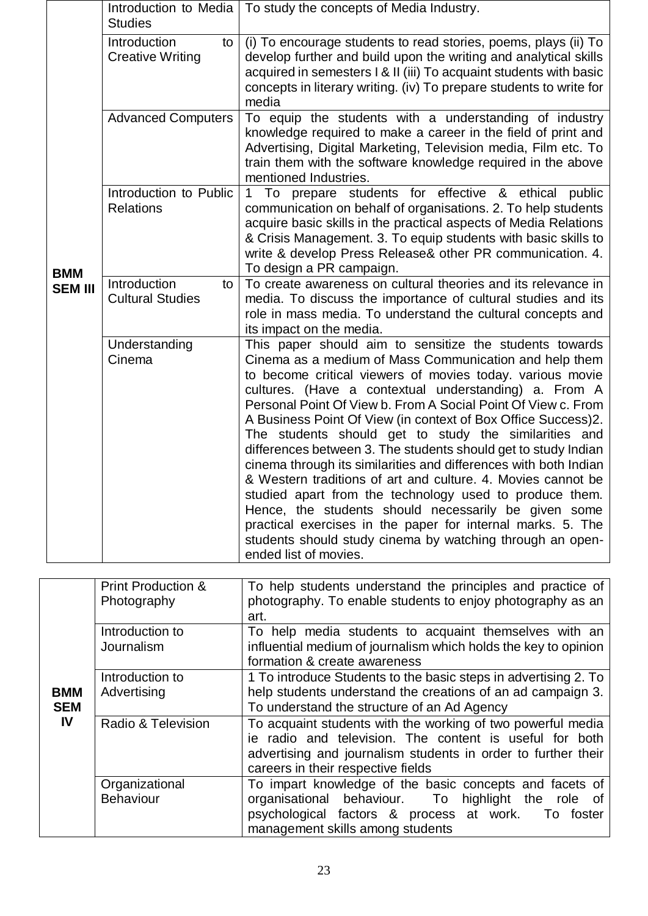| | | |
|---|---|---|
| **BMM SEM III** | Introduction to Media Studies | To study the concepts of Media Industry. |
| | Introduction to Creative Writing | (i) To encourage students to read stories, poems, plays (ii) To develop further and build upon the writing and analytical skills acquired in semesters I & II (iii) To acquaint students with basic concepts in literary writing. (iv) To prepare students to write for media |
| | Advanced Computers | To equip the students with a understanding of industry knowledge required to make a career in the field of print and Advertising, Digital Marketing, Television media, Film etc. To train them with the software knowledge required in the above mentioned Industries. |
| | Introduction to Public Relations | 1 To prepare students for effective & ethical public communication on behalf of organisations. 2. To help students acquire basic skills in the practical aspects of Media Relations & Crisis Management. 3. To equip students with basic skills to write & develop Press Release& other PR communication. 4. To design a PR campaign. |
| | Introduction to Cultural Studies | To create awareness on cultural theories and its relevance in media. To discuss the importance of cultural studies and its role in mass media. To understand the cultural concepts and its impact on the media. |
| | Understanding Cinema | This paper should aim to sensitize the students towards Cinema as a medium of Mass Communication and help them to become critical viewers of movies today. various movie cultures. (Have a contextual understanding) a. From A Personal Point Of View b. From A Social Point Of View c. From A Business Point Of View (in context of Box Office Success)2. The students should get to study the similarities and differences between 3. The students should get to study Indian cinema through its similarities and differences with both Indian & Western traditions of art and culture. 4. Movies cannot be studied apart from the technology used to produce them. Hence, the students should necessarily be given some practical exercises in the paper for internal marks. 5. The students should study cinema by watching through an open-ended list of movies. |

| | | |
|---|---|---|
| **BMM SEM IV** | Print Production & Photography | To help students understand the principles and practice of photography. To enable students to enjoy photography as an art. |
| | Introduction to Journalism | To help media students to acquaint themselves with an influential medium of journalism which holds the key to opinion formation & create awareness |
| | Introduction to Advertising | 1 To introduce Students to the basic steps in advertising 2. To help students understand the creations of an ad campaign 3. To understand the structure of an Ad Agency |
| | Radio & Television | To acquaint students with the working of two powerful media ie radio and television. The content is useful for both advertising and journalism students in order to further their careers in their respective fields |
| | Organizational Behaviour | To impart knowledge of the basic concepts and facets of organisational behaviour. To highlight the role of psychological factors & process at work. To foster management skills among students |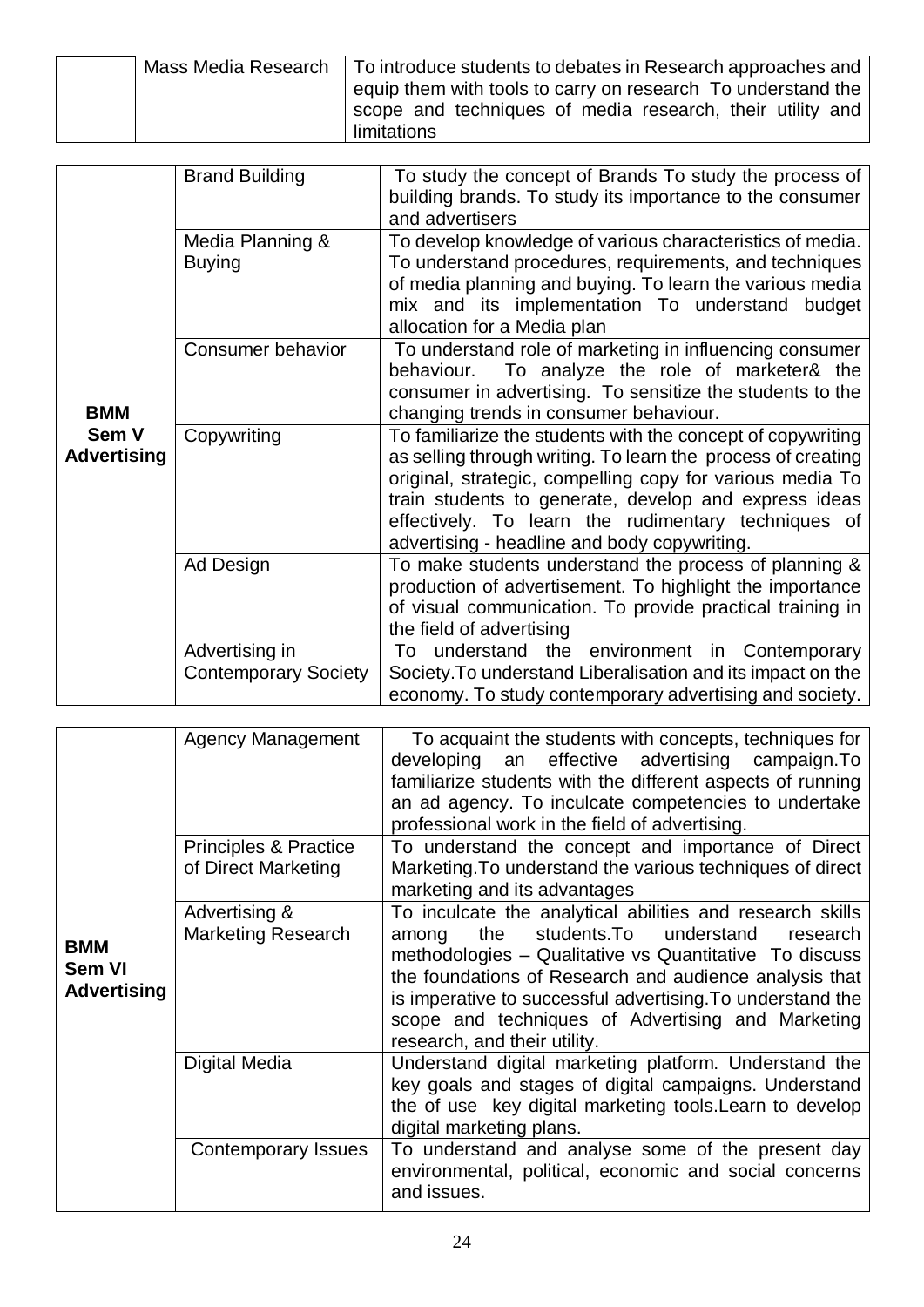| | | |
|---|---|---|
| | Mass Media Research | To introduce students to debates in Research approaches and equip them with tools to carry on research To understand the scope and techniques of media research, their utility and limitations |

| | | |
|---|---|---|
| **BMM Sem V Advertising** | Brand Building | To study the concept of Brands To study the process of building brands. To study its importance to the consumer and advertisers |
| | Media Planning & Buying | To develop knowledge of various characteristics of media. To understand procedures, requirements, and techniques of media planning and buying. To learn the various media mix and its implementation To understand budget allocation for a Media plan |
| | Consumer behavior | To understand role of marketing in influencing consumer behaviour. To analyze the role of marketer& the consumer in advertising. To sensitize the students to the changing trends in consumer behaviour. |
| | Copywriting | To familiarize the students with the concept of copywriting as selling through writing. To learn the process of creating original, strategic, compelling copy for various media To train students to generate, develop and express ideas effectively. To learn the rudimentary techniques of advertising - headline and body copywriting. |
| | Ad Design | To make students understand the process of planning & production of advertisement. To highlight the importance of visual communication. To provide practical training in the field of advertising |
| | Advertising in Contemporary Society | To understand the environment in Contemporary Society.To understand Liberalisation and its impact on the economy. To study contemporary advertising and society. |

| | | |
|---|---|---|
| **BMM Sem VI Advertising** | Agency Management | To acquaint the students with concepts, techniques for developing an effective advertising campaign.To familiarize students with the different aspects of running an ad agency. To inculcate competencies to undertake professional work in the field of advertising. |
| | Principles & Practice of Direct Marketing | To understand the concept and importance of Direct Marketing.To understand the various techniques of direct marketing and its advantages |
| | Advertising & Marketing Research | To inculcate the analytical abilities and research skills among the students.To understand research methodologies – Qualitative vs Quantitative To discuss the foundations of Research and audience analysis that is imperative to successful advertising.To understand the scope and techniques of Advertising and Marketing research, and their utility. |
| | Digital Media | Understand digital marketing platform. Understand the key goals and stages of digital campaigns. Understand the of use key digital marketing tools.Learn to develop digital marketing plans. |
| | Contemporary Issues | To understand and analyse some of the present day environmental, political, economic and social concerns and issues. |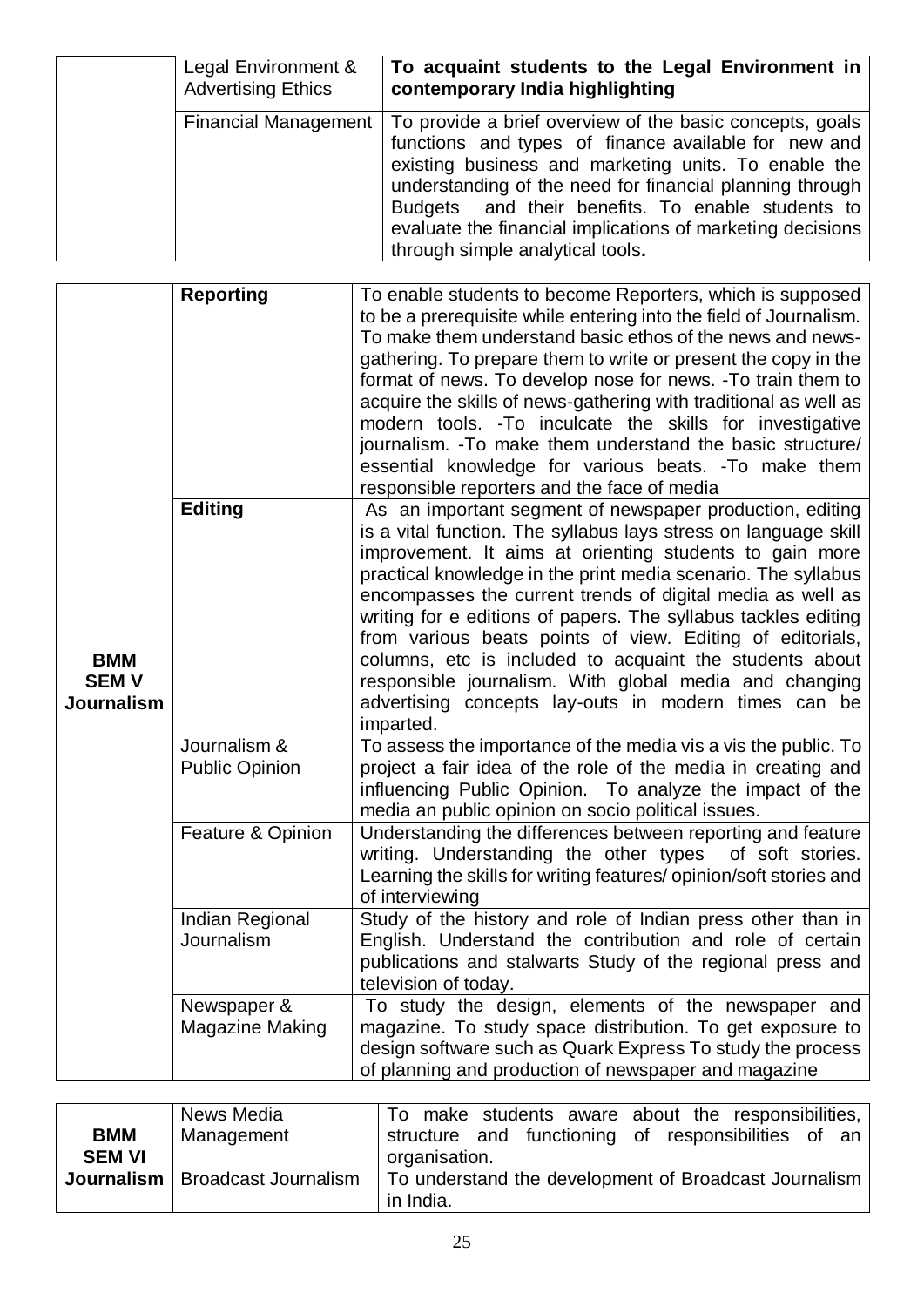|  | Legal Environment & Advertising Ethics | **To acquaint students to the Legal Environment in contemporary India highlighting** |
|---|---|---|
|  | Financial Management | To provide a brief overview of the basic concepts, goals functions and types of finance available for new and existing business and marketing units. To enable the understanding of the need for financial planning through Budgets and their benefits. To enable students to evaluate the financial implications of marketing decisions through simple analytical tools**.** |

|  |  |  |
|---|---|---|
| **BMM SEM V Journalism** | **Reporting** | To enable students to become Reporters, which is supposed to be a prerequisite while entering into the field of Journalism. To make them understand basic ethos of the news and news-gathering. To prepare them to write or present the copy in the format of news. To develop nose for news. -To train them to acquire the skills of news-gathering with traditional as well as modern tools. -To inculcate the skills for investigative journalism. -To make them understand the basic structure/ essential knowledge for various beats. -To make them responsible reporters and the face of media |
|  | **Editing** | As an important segment of newspaper production, editing is a vital function. The syllabus lays stress on language skill improvement. It aims at orienting students to gain more practical knowledge in the print media scenario. The syllabus encompasses the current trends of digital media as well as writing for e editions of papers. The syllabus tackles editing from various beats points of view. Editing of editorials, columns, etc is included to acquaint the students about responsible journalism. With global media and changing advertising concepts lay-outs in modern times can be imparted. |
|  | Journalism & Public Opinion | To assess the importance of the media vis a vis the public. To project a fair idea of the role of the media in creating and influencing Public Opinion. To analyze the impact of the media an public opinion on socio political issues. |
|  | Feature & Opinion | Understanding the differences between reporting and feature writing. Understanding the other types of soft stories. Learning the skills for writing features/ opinion/soft stories and of interviewing |
|  | Indian Regional Journalism | Study of the history and role of Indian press other than in English. Understand the contribution and role of certain publications and stalwarts Study of the regional press and television of today. |
|  | Newspaper & Magazine Making | To study the design, elements of the newspaper and magazine. To study space distribution. To get exposure to design software such as Quark Express To study the process of planning and production of newspaper and magazine |

|  |  |  |
|---|---|---|
| **BMM SEM VI Journalism** | News Media Management | To make students aware about the responsibilities, structure and functioning of responsibilities of an organisation. |
|  | Broadcast Journalism | To understand the development of Broadcast Journalism in India. |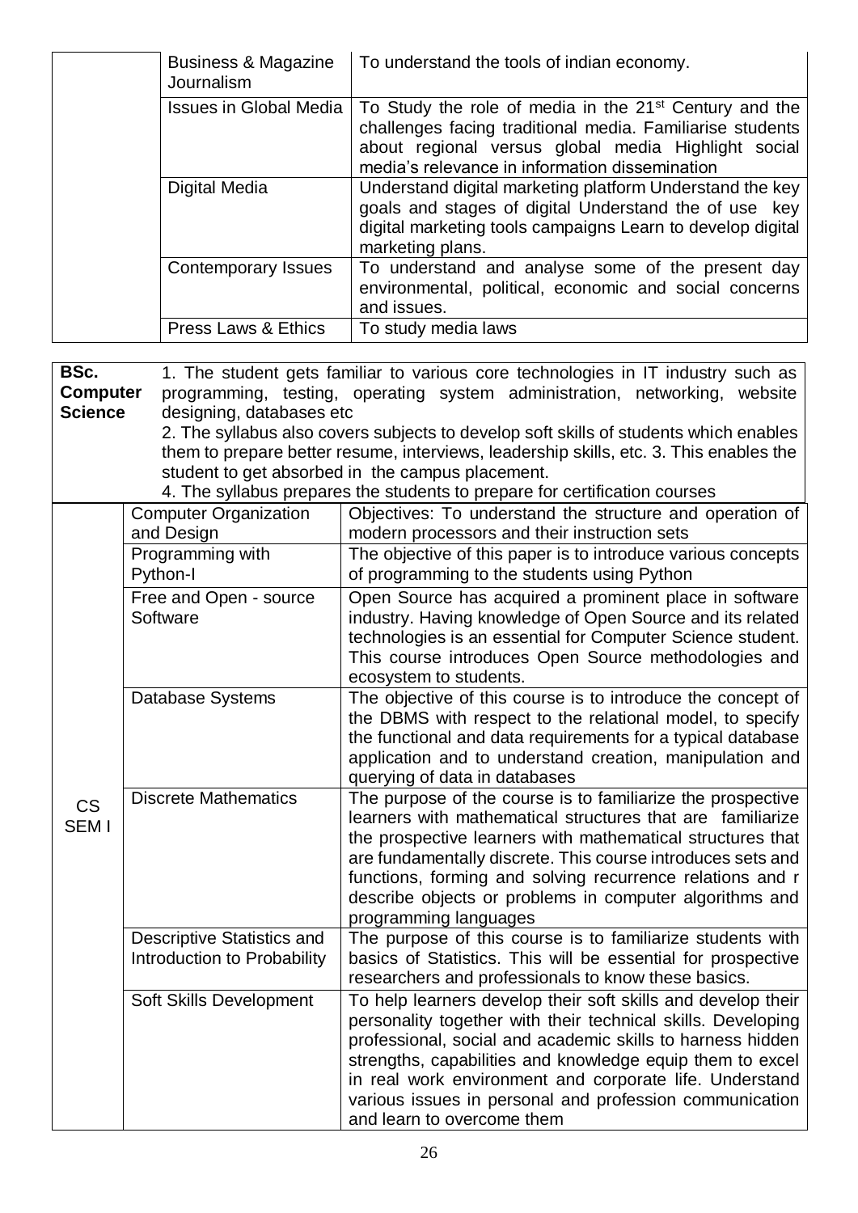| | | |
|---|---|---|
| | Business & Magazine Journalism | To understand the tools of indian economy. |
| | Issues in Global Media | To Study the role of media in the 21st Century and the challenges facing traditional media. Familiarise students about regional versus global media Highlight social media's relevance in information dissemination |
| | Digital Media | Understand digital marketing platform Understand the key goals and stages of digital Understand the of use key digital marketing tools campaigns Learn to develop digital marketing plans. |
| | Contemporary Issues | To understand and analyse some of the present day environmental, political, economic and social concerns and issues. |
| | Press Laws & Ethics | To study media laws |

| **BSc. Computer Science** | 1. The student gets familiar to various core technologies in IT industry such as programming, testing, operating system administration, networking, website designing, databases etc<br>2. The syllabus also covers subjects to develop soft skills of students which enables them to prepare better resume, interviews, leadership skills, etc. 3. This enables the student to get absorbed in the campus placement.<br>4. The syllabus prepares the students to prepare for certification courses | |
|---|---|---|
| CS SEM I | Computer Organization and Design | Objectives: To understand the structure and operation of modern processors and their instruction sets |
| | Programming with Python-I | The objective of this paper is to introduce various concepts of programming to the students using Python |
| | Free and Open - source Software | Open Source has acquired a prominent place in software industry. Having knowledge of Open Source and its related technologies is an essential for Computer Science student. This course introduces Open Source methodologies and ecosystem to students. |
| | Database Systems | The objective of this course is to introduce the concept of the DBMS with respect to the relational model, to specify the functional and data requirements for a typical database application and to understand creation, manipulation and querying of data in databases |
| | Discrete Mathematics | The purpose of the course is to familiarize the prospective learners with mathematical structures that are familiarize the prospective learners with mathematical structures that are fundamentally discrete. This course introduces sets and functions, forming and solving recurrence relations and r describe objects or problems in computer algorithms and programming languages |
| | Descriptive Statistics and Introduction to Probability | The purpose of this course is to familiarize students with basics of Statistics. This will be essential for prospective researchers and professionals to know these basics. |
| | Soft Skills Development | To help learners develop their soft skills and develop their personality together with their technical skills. Developing professional, social and academic skills to harness hidden strengths, capabilities and knowledge equip them to excel in real work environment and corporate life. Understand various issues in personal and profession communication and learn to overcome them |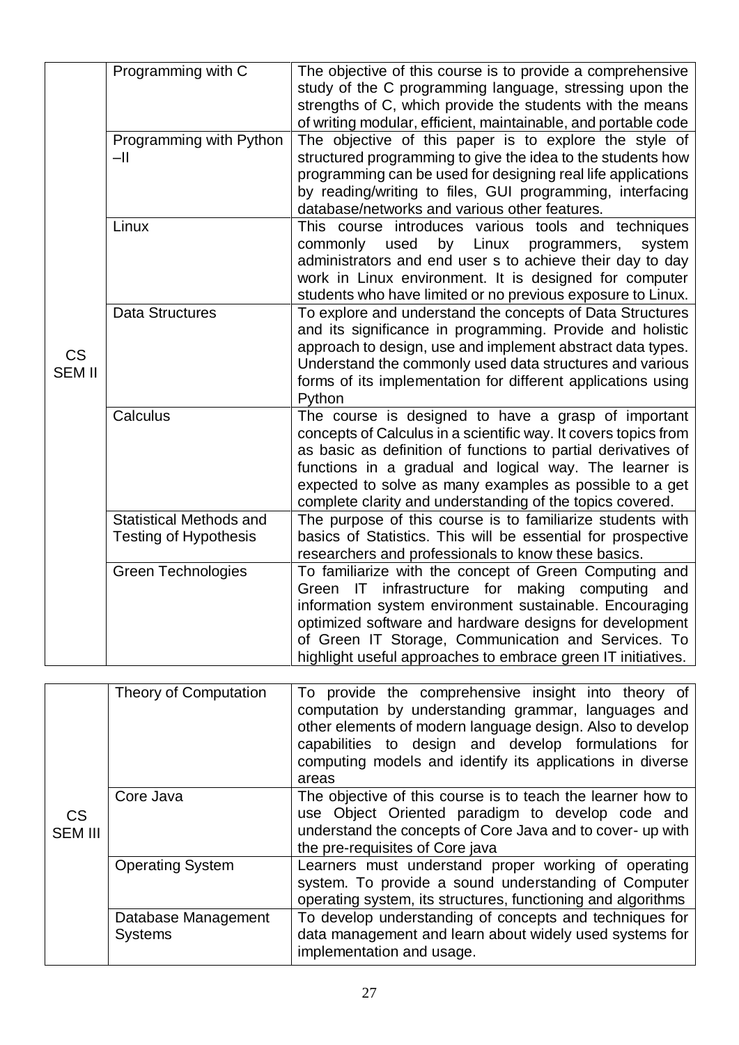| | | |
|---|---|---|
| CS SEM II | Programming with C | The objective of this course is to provide a comprehensive study of the C programming language, stressing upon the strengths of C, which provide the students with the means of writing modular, efficient, maintainable, and portable code |
| | Programming with Python –II | The objective of this paper is to explore the style of structured programming to give the idea to the students how programming can be used for designing real life applications by reading/writing to files, GUI programming, interfacing database/networks and various other features. |
| | Linux | This course introduces various tools and techniques commonly used by Linux programmers, system administrators and end user s to achieve their day to day work in Linux environment. It is designed for computer students who have limited or no previous exposure to Linux. |
| | Data Structures | To explore and understand the concepts of Data Structures and its significance in programming. Provide and holistic approach to design, use and implement abstract data types. Understand the commonly used data structures and various forms of its implementation for different applications using Python |
| | Calculus | The course is designed to have a grasp of important concepts of Calculus in a scientific way. It covers topics from as basic as definition of functions to partial derivatives of functions in a gradual and logical way. The learner is expected to solve as many examples as possible to a get complete clarity and understanding of the topics covered. |
| | Statistical Methods and Testing of Hypothesis | The purpose of this course is to familiarize students with basics of Statistics. This will be essential for prospective researchers and professionals to know these basics. |
| | Green Technologies | To familiarize with the concept of Green Computing and Green IT infrastructure for making computing and information system environment sustainable. Encouraging optimized software and hardware designs for development of Green IT Storage, Communication and Services. To highlight useful approaches to embrace green IT initiatives. |

| | | |
|---|---|---|
| CS SEM III | Theory of Computation | To provide the comprehensive insight into theory of computation by understanding grammar, languages and other elements of modern language design. Also to develop capabilities to design and develop formulations for computing models and identify its applications in diverse areas |
| | Core Java | The objective of this course is to teach the learner how to use Object Oriented paradigm to develop code and understand the concepts of Core Java and to cover- up with the pre-requisites of Core java |
| | Operating System | Learners must understand proper working of operating system. To provide a sound understanding of Computer operating system, its structures, functioning and algorithms |
| | Database Management Systems | To develop understanding of concepts and techniques for data management and learn about widely used systems for implementation and usage. |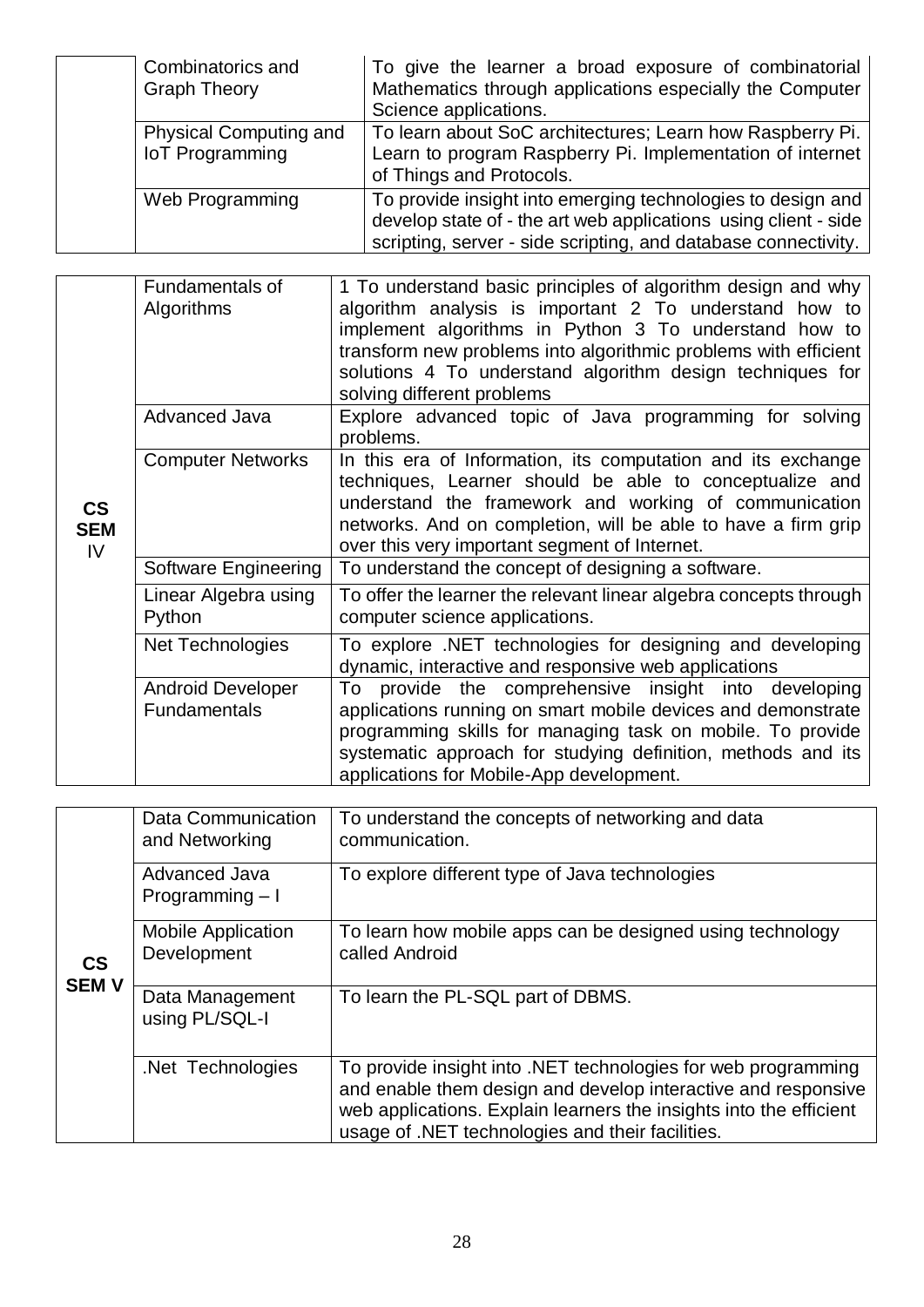| | | |
|---|---|---|
| | Combinatorics and Graph Theory | To give the learner a broad exposure of combinatorial Mathematics through applications especially the Computer Science applications. |
| | Physical Computing and IoT Programming | To learn about SoC architectures; Learn how Raspberry Pi. Learn to program Raspberry Pi. Implementation of internet of Things and Protocols. |
| | Web Programming | To provide insight into emerging technologies to design and develop state of - the art web applications using client - side scripting, server - side scripting, and database connectivity. |

| | | |
|---|---|---|
| **CS SEM** IV | Fundamentals of Algorithms | 1 To understand basic principles of algorithm design and why algorithm analysis is important 2 To understand how to implement algorithms in Python 3 To understand how to transform new problems into algorithmic problems with efficient solutions 4 To understand algorithm design techniques for solving different problems |
| | Advanced Java | Explore advanced topic of Java programming for solving problems. |
| | Computer Networks | In this era of Information, its computation and its exchange techniques, Learner should be able to conceptualize and understand the framework and working of communication networks. And on completion, will be able to have a firm grip over this very important segment of Internet. |
| | Software Engineering | To understand the concept of designing a software. |
| | Linear Algebra using Python | To offer the learner the relevant linear algebra concepts through computer science applications. |
| | Net Technologies | To explore .NET technologies for designing and developing dynamic, interactive and responsive web applications |
| | Android Developer Fundamentals | To provide the comprehensive insight into developing applications running on smart mobile devices and demonstrate programming skills for managing task on mobile. To provide systematic approach for studying definition, methods and its applications for Mobile-App development. |

| | | |
|---|---|---|
| **CS SEM V** | Data Communication and Networking | To understand the concepts of networking and data communication. |
| | Advanced Java Programming – I | To explore different type of Java technologies |
| | Mobile Application Development | To learn how mobile apps can be designed using technology called Android |
| | Data Management using PL/SQL-I | To learn the PL-SQL part of DBMS. |
| | .Net Technologies | To provide insight into .NET technologies for web programming and enable them design and develop interactive and responsive web applications. Explain learners the insights into the efficient usage of .NET technologies and their facilities. |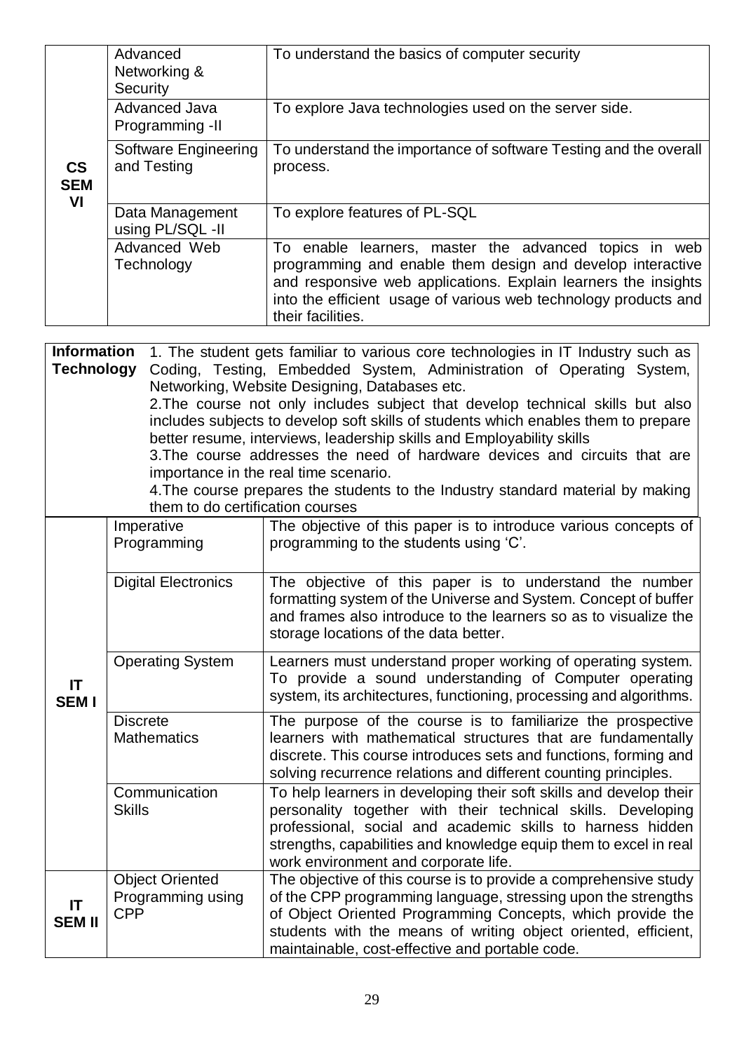| | | |
|---|---|---|
| **CS SEM VI** | Advanced Networking & Security | To understand the basics of computer security |
| | Advanced Java Programming -II | To explore Java technologies used on the server side. |
| | Software Engineering and Testing | To understand the importance of software Testing and the overall process. |
| | Data Management using PL/SQL -II | To explore features of PL-SQL |
| | Advanced Web Technology | To enable learners, master the advanced topics in web programming and enable them design and develop interactive and responsive web applications. Explain learners the insights into the efficient usage of various web technology products and their facilities. |

| | | |
|---|---|---|
| **Information Technology** | 1. The student gets familiar to various core technologies in IT Industry such as Coding, Testing, Embedded System, Administration of Operating System, Networking, Website Designing, Databases etc.<br>2.The course not only includes subject that develop technical skills but also includes subjects to develop soft skills of students which enables them to prepare better resume, interviews, leadership skills and Employability skills<br>3.The course addresses the need of hardware devices and circuits that are importance in the real time scenario.<br>4.The course prepares the students to the Industry standard material by making them to do certification courses | |
| **IT SEM I** | Imperative Programming | The objective of this paper is to introduce various concepts of programming to the students using 'C'. |
| | Digital Electronics | The objective of this paper is to understand the number formatting system of the Universe and System. Concept of buffer and frames also introduce to the learners so as to visualize the storage locations of the data better. |
| | Operating System | Learners must understand proper working of operating system. To provide a sound understanding of Computer operating system, its architectures, functioning, processing and algorithms. |
| | Discrete Mathematics | The purpose of the course is to familiarize the prospective learners with mathematical structures that are fundamentally discrete. This course introduces sets and functions, forming and solving recurrence relations and different counting principles. |
| | Communication Skills | To help learners in developing their soft skills and develop their personality together with their technical skills. Developing professional, social and academic skills to harness hidden strengths, capabilities and knowledge equip them to excel in real work environment and corporate life. |
| **IT SEM II** | Object Oriented Programming using CPP | The objective of this course is to provide a comprehensive study of the CPP programming language, stressing upon the strengths of Object Oriented Programming Concepts, which provide the students with the means of writing object oriented, efficient, maintainable, cost-effective and portable code. |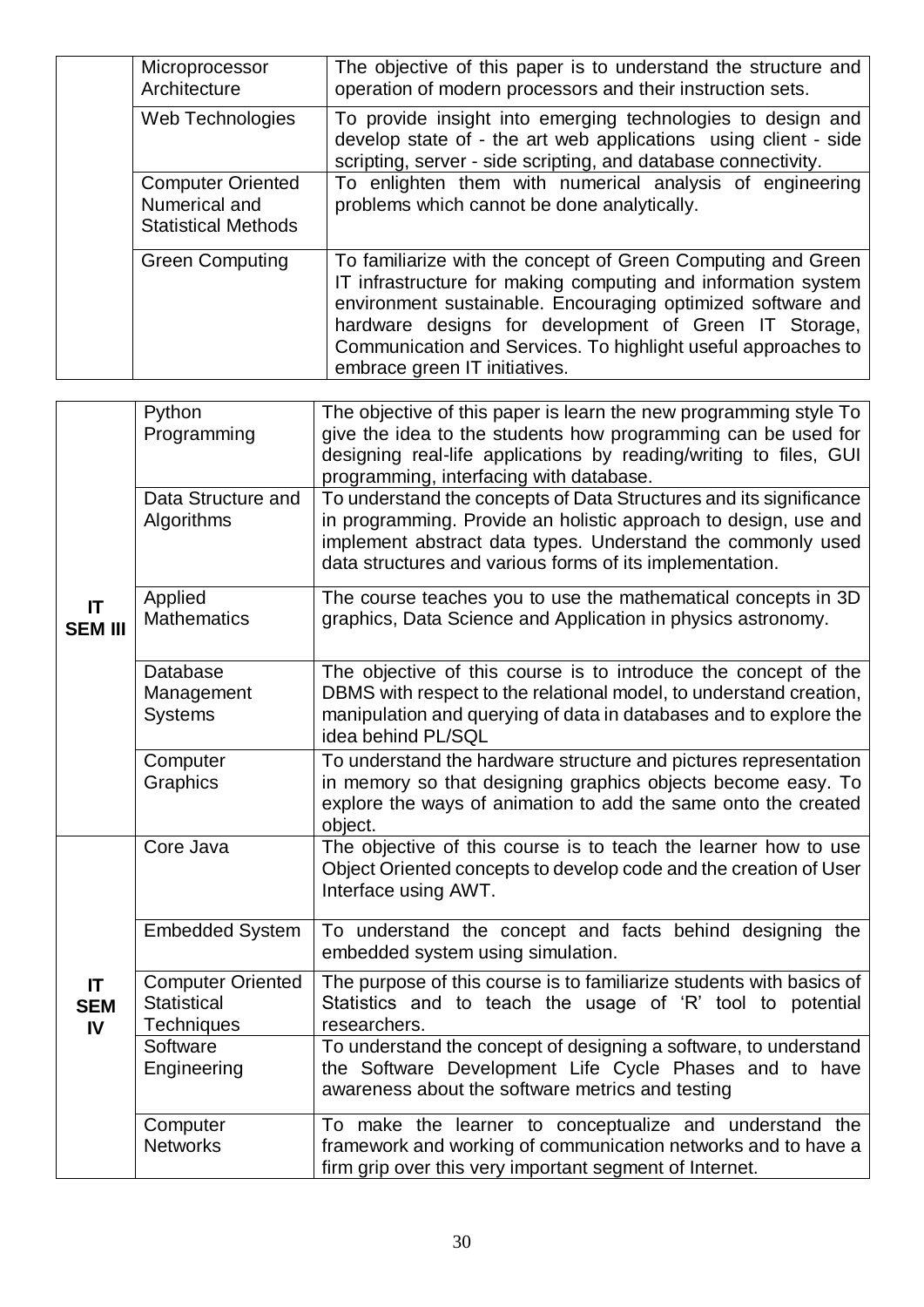| | | |
|---|---|---|
| | Microprocessor Architecture | The objective of this paper is to understand the structure and operation of modern processors and their instruction sets. |
| | Web Technologies | To provide insight into emerging technologies to design and develop state of - the art web applications using client - side scripting, server - side scripting, and database connectivity. |
| | Computer Oriented Numerical and Statistical Methods | To enlighten them with numerical analysis of engineering problems which cannot be done analytically. |
| | Green Computing | To familiarize with the concept of Green Computing and Green IT infrastructure for making computing and information system environment sustainable. Encouraging optimized software and hardware designs for development of Green IT Storage, Communication and Services. To highlight useful approaches to embrace green IT initiatives. |

| | | |
|---|---|---|
| **IT SEM III** | Python Programming | The objective of this paper is learn the new programming style To give the idea to the students how programming can be used for designing real-life applications by reading/writing to files, GUI programming, interfacing with database. |
| | Data Structure and Algorithms | To understand the concepts of Data Structures and its significance in programming. Provide an holistic approach to design, use and implement abstract data types. Understand the commonly used data structures and various forms of its implementation. |
| | Applied Mathematics | The course teaches you to use the mathematical concepts in 3D graphics, Data Science and Application in physics astronomy. |
| | Database Management Systems | The objective of this course is to introduce the concept of the DBMS with respect to the relational model, to understand creation, manipulation and querying of data in databases and to explore the idea behind PL/SQL |
| | Computer Graphics | To understand the hardware structure and pictures representation in memory so that designing graphics objects become easy. To explore the ways of animation to add the same onto the created object. |
| **IT SEM IV** | Core Java | The objective of this course is to teach the learner how to use Object Oriented concepts to develop code and the creation of User Interface using AWT. |
| | Embedded System | To understand the concept and facts behind designing the embedded system using simulation. |
| | Computer Oriented Statistical Techniques | The purpose of this course is to familiarize students with basics of Statistics and to teach the usage of 'R' tool to potential researchers. |
| | Software Engineering | To understand the concept of designing a software, to understand the Software Development Life Cycle Phases and to have awareness about the software metrics and testing |
| | Computer Networks | To make the learner to conceptualize and understand the framework and working of communication networks and to have a firm grip over this very important segment of Internet. |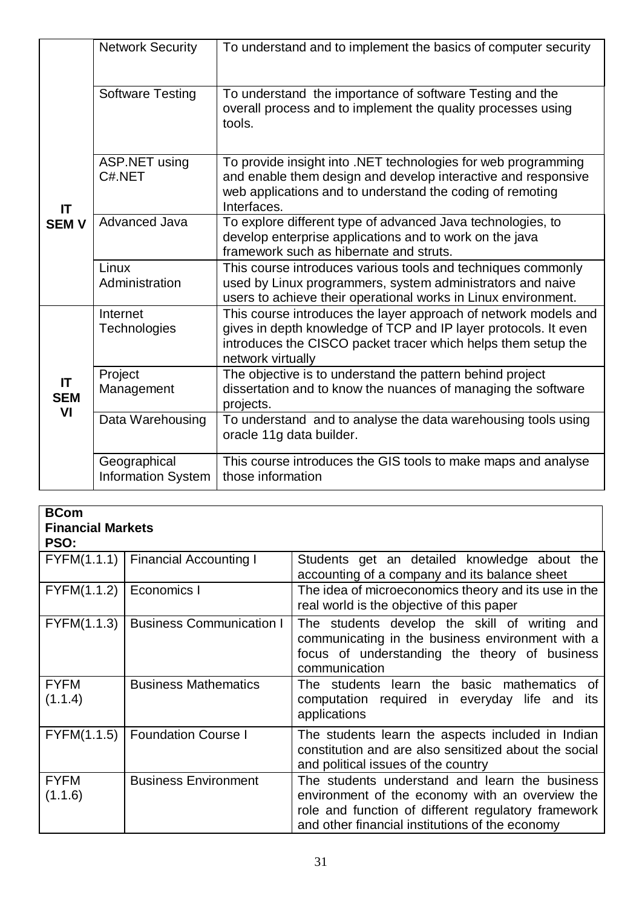| | | |
|---|---|---|
| **IT SEM V** | Network Security | To understand and to implement the basics of computer security |
| | Software Testing | To understand the importance of software Testing and the overall process and to implement the quality processes using tools. |
| | ASP.NET using C#.NET | To provide insight into .NET technologies for web programming and enable them design and develop interactive and responsive web applications and to understand the coding of remoting Interfaces. |
| | Advanced Java | To explore different type of advanced Java technologies, to develop enterprise applications and to work on the java framework such as hibernate and struts. |
| | Linux Administration | This course introduces various tools and techniques commonly used by Linux programmers, system administrators and naive users to achieve their operational works in Linux environment. |
| **IT SEM VI** | Internet Technologies | This course introduces the layer approach of network models and gives in depth knowledge of TCP and IP layer protocols. It even introduces the CISCO packet tracer which helps them setup the network virtually |
| | Project Management | The objective is to understand the pattern behind project dissertation and to know the nuances of managing the software projects. |
| | Data Warehousing | To understand and to analyse the data warehousing tools using oracle 11g data builder. |
| | Geographical Information System | This course introduces the GIS tools to make maps and analyse those information |

**BCom**
**Financial Markets**
**PSO:**

| | | |
|---|---|---|
| FYFM(1.1.1) | Financial Accounting I | Students get an detailed knowledge about the accounting of a company and its balance sheet |
| FYFM(1.1.2) | Economics I | The idea of microeconomics theory and its use in the real world is the objective of this paper |
| FYFM(1.1.3) | Business Communication I | The students develop the skill of writing and communicating in the business environment with a focus of understanding the theory of business communication |
| FYFM (1.1.4) | Business Mathematics | The students learn the basic mathematics of computation required in everyday life and its applications |
| FYFM(1.1.5) | Foundation Course I | The students learn the aspects included in Indian constitution and are also sensitized about the social and political issues of the country |
| FYFM (1.1.6) | Business Environment | The students understand and learn the business environment of the economy with an overview the role and function of different regulatory framework and other financial institutions of the economy |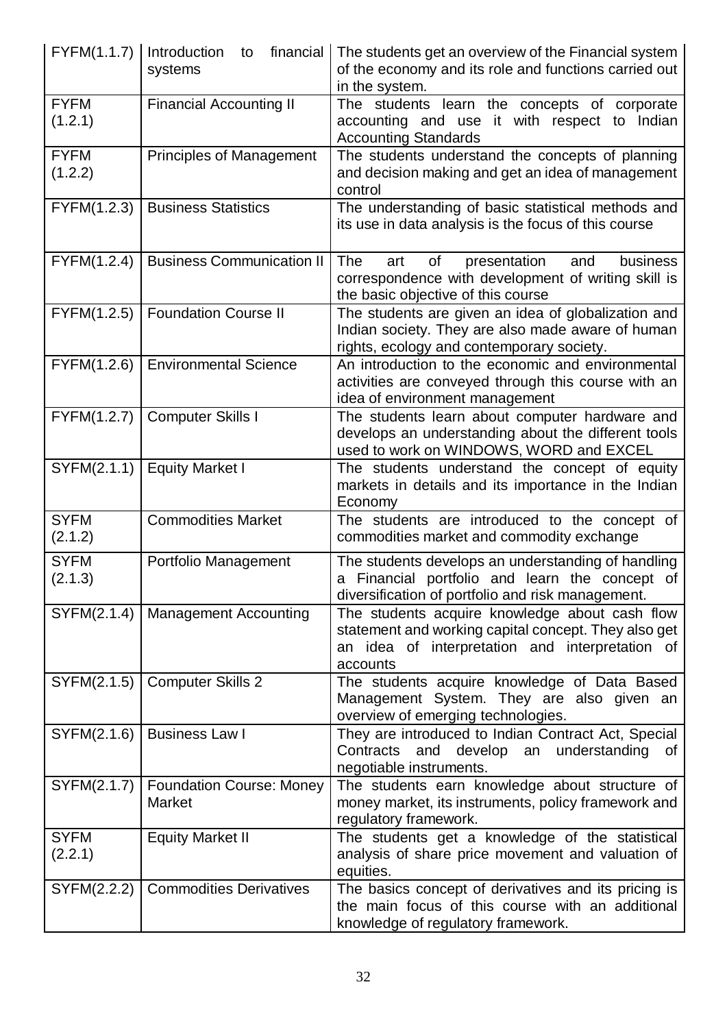| FYFM(1.1.7) | Introduction to financial systems | The students get an overview of the Financial system of the economy and its role and functions carried out in the system. |
|---|---|---|
| FYFM (1.2.1) | Financial Accounting II | The students learn the concepts of corporate accounting and use it with respect to Indian Accounting Standards |
| FYFM (1.2.2) | Principles of Management | The students understand the concepts of planning and decision making and get an idea of management control |
| FYFM(1.2.3) | Business Statistics | The understanding of basic statistical methods and its use in data analysis is the focus of this course |
| FYFM(1.2.4) | Business Communication II | The art of presentation and business correspondence with development of writing skill is the basic objective of this course |
| FYFM(1.2.5) | Foundation Course II | The students are given an idea of globalization and Indian society. They are also made aware of human rights, ecology and contemporary society. |
| FYFM(1.2.6) | Environmental Science | An introduction to the economic and environmental activities are conveyed through this course with an idea of environment management |
| FYFM(1.2.7) | Computer Skills I | The students learn about computer hardware and develops an understanding about the different tools used to work on WINDOWS, WORD and EXCEL |
| SYFM(2.1.1) | Equity Market I | The students understand the concept of equity markets in details and its importance in the Indian Economy |
| SYFM (2.1.2) | Commodities Market | The students are introduced to the concept of commodities market and commodity exchange |
| SYFM (2.1.3) | Portfolio Management | The students develops an understanding of handling a Financial portfolio and learn the concept of diversification of portfolio and risk management. |
| SYFM(2.1.4) | Management Accounting | The students acquire knowledge about cash flow statement and working capital concept. They also get an idea of interpretation and interpretation of accounts |
| SYFM(2.1.5) | Computer Skills 2 | The students acquire knowledge of Data Based Management System. They are also given an overview of emerging technologies. |
| SYFM(2.1.6) | Business Law I | They are introduced to Indian Contract Act, Special Contracts and develop an understanding of negotiable instruments. |
| SYFM(2.1.7) | Foundation Course: Money Market | The students earn knowledge about structure of money market, its instruments, policy framework and regulatory framework. |
| SYFM (2.2.1) | Equity Market II | The students get a knowledge of the statistical analysis of share price movement and valuation of equities. |
| SYFM(2.2.2) | Commodities Derivatives | The basics concept of derivatives and its pricing is the main focus of this course with an additional knowledge of regulatory framework. |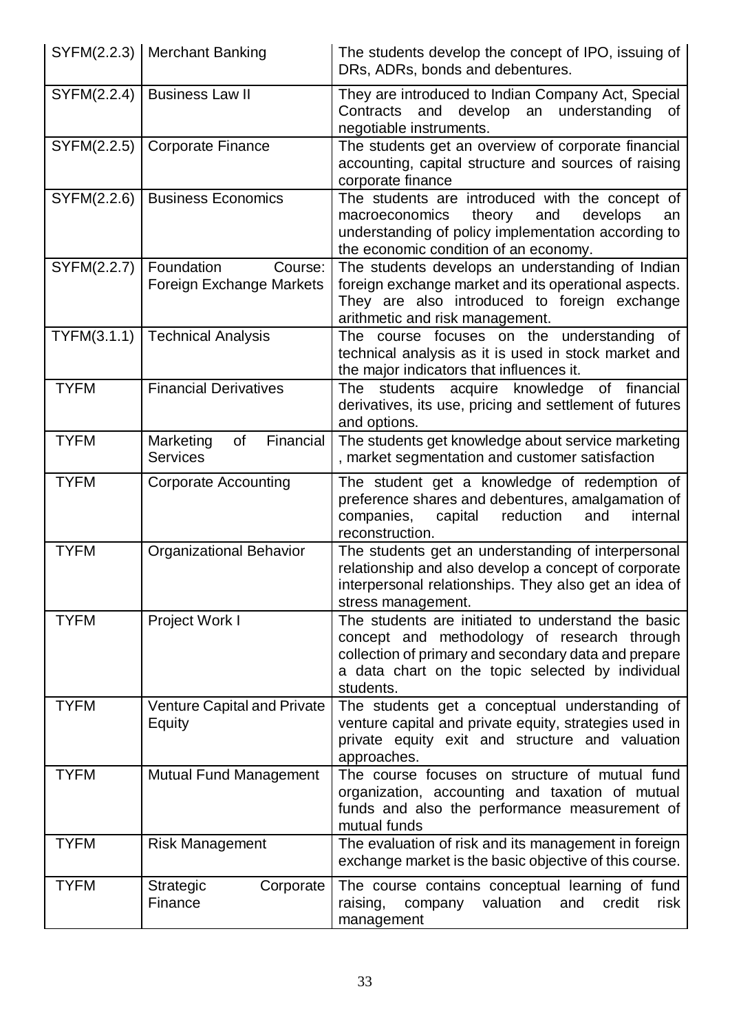| SYFM(2.2.3) | Merchant Banking | The students develop the concept of IPO, issuing of DRs, ADRs, bonds and debentures. |
|---|---|---|
| SYFM(2.2.4) | Business Law II | They are introduced to Indian Company Act, Special Contracts and develop an understanding of negotiable instruments. |
| SYFM(2.2.5) | Corporate Finance | The students get an overview of corporate financial accounting, capital structure and sources of raising corporate finance |
| SYFM(2.2.6) | Business Economics | The students are introduced with the concept of macroeconomics theory and develops an understanding of policy implementation according to the economic condition of an economy. |
| SYFM(2.2.7) | Foundation Course: Foreign Exchange Markets | The students develops an understanding of Indian foreign exchange market and its operational aspects. They are also introduced to foreign exchange arithmetic and risk management. |
| TYFM(3.1.1) | Technical Analysis | The course focuses on the understanding of technical analysis as it is used in stock market and the major indicators that influences it. |
| TYFM | Financial Derivatives | The students acquire knowledge of financial derivatives, its use, pricing and settlement of futures and options. |
| TYFM | Marketing of Financial Services | The students get knowledge about service marketing , market segmentation and customer satisfaction |
| TYFM | Corporate Accounting | The student get a knowledge of redemption of preference shares and debentures, amalgamation of companies, capital reduction and internal reconstruction. |
| TYFM | Organizational Behavior | The students get an understanding of interpersonal relationship and also develop a concept of corporate interpersonal relationships. They also get an idea of stress management. |
| TYFM | Project Work I | The students are initiated to understand the basic concept and methodology of research through collection of primary and secondary data and prepare a data chart on the topic selected by individual students. |
| TYFM | Venture Capital and Private Equity | The students get a conceptual understanding of venture capital and private equity, strategies used in private equity exit and structure and valuation approaches. |
| TYFM | Mutual Fund Management | The course focuses on structure of mutual fund organization, accounting and taxation of mutual funds and also the performance measurement of mutual funds |
| TYFM | Risk Management | The evaluation of risk and its management in foreign exchange market is the basic objective of this course. |
| TYFM | Strategic Corporate Finance | The course contains conceptual learning of fund raising, company valuation and credit risk management |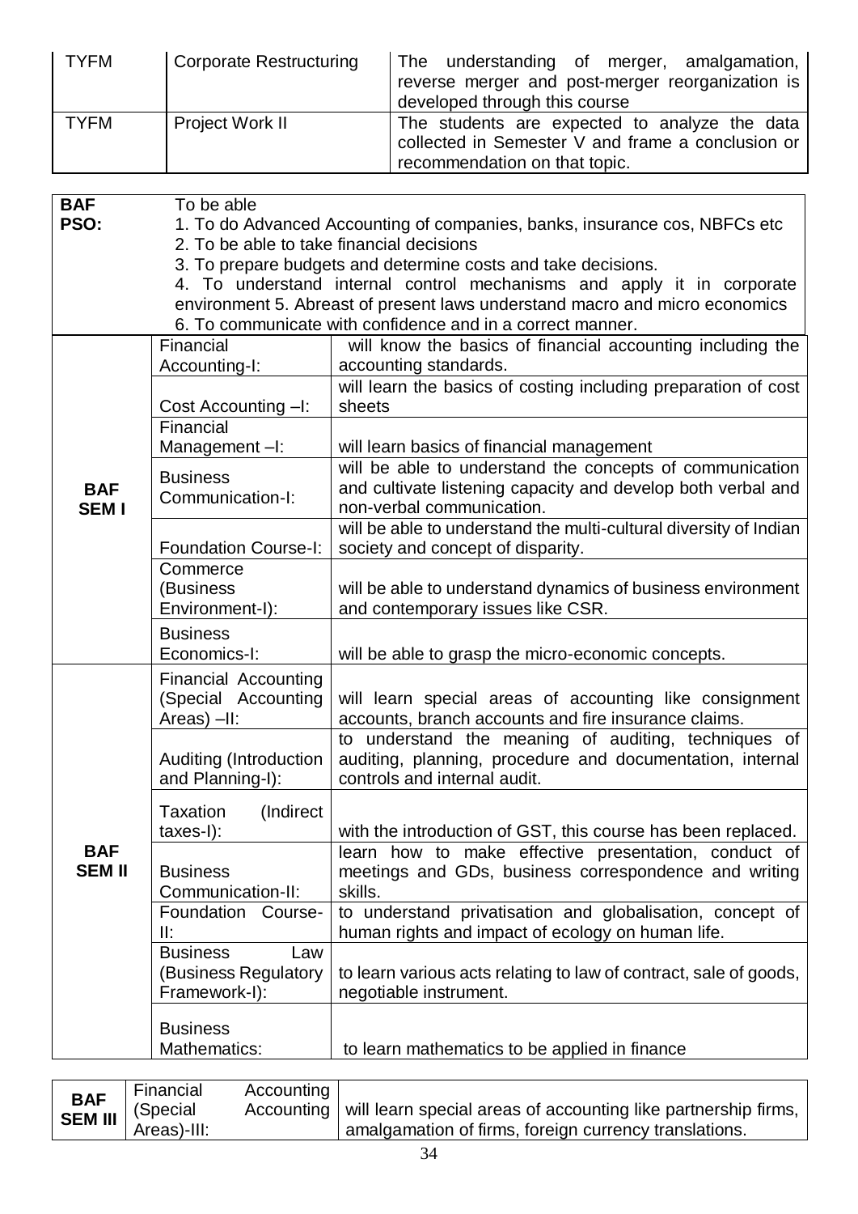| TYFM | Corporate Restructuring | The understanding of merger, amalgamation, reverse merger and post-merger reorganization is developed through this course |
|---|---|---|
| TYFM | Project Work II | The students are expected to analyze the data collected in Semester V and frame a conclusion or recommendation on that topic. |

| **BAF PSO:** | To be able<br>1. To do Advanced Accounting of companies, banks, insurance cos, NBFCs etc<br>2. To be able to take financial decisions<br>3. To prepare budgets and determine costs and take decisions.<br>4. To understand internal control mechanisms and apply it in corporate environment 5. Abreast of present laws understand macro and micro economics<br>6. To communicate with confidence and in a correct manner. | |
|---|---|---|
| **BAF SEM I** | Financial Accounting-I: | will know the basics of financial accounting including the accounting standards. |
| | Cost Accounting –I: | will learn the basics of costing including preparation of cost sheets |
| | Financial Management –I: | will learn basics of financial management |
| | Business Communication-I: | will be able to understand the concepts of communication and cultivate listening capacity and develop both verbal and non-verbal communication. |
| | Foundation Course-I: | will be able to understand the multi-cultural diversity of Indian society and concept of disparity. |
| | Commerce (Business Environment-I): | will be able to understand dynamics of business environment and contemporary issues like CSR. |
| | Business Economics-I: | will be able to grasp the micro-economic concepts. |
| **BAF SEM II** | Financial Accounting (Special Accounting Areas) –II: | will learn special areas of accounting like consignment accounts, branch accounts and fire insurance claims. |
| | Auditing (Introduction and Planning-I): | to understand the meaning of auditing, techniques of auditing, planning, procedure and documentation, internal controls and internal audit. |
| | Taxation (Indirect taxes-I): | with the introduction of GST, this course has been replaced. |
| | Business Communication-II: | learn how to make effective presentation, conduct of meetings and GDs, business correspondence and writing skills. |
| | Foundation Course-II: | to understand privatisation and globalisation, concept of human rights and impact of ecology on human life. |
| | Business Law (Business Regulatory Framework-I): | to learn various acts relating to law of contract, sale of goods, negotiable instrument. |
| | Business Mathematics: | to learn mathematics to be applied in finance |

| **BAF SEM III** | Financial Accounting (Special Accounting Areas)-III: | will learn special areas of accounting like partnership firms, amalgamation of firms, foreign currency translations. |
|---|---|---|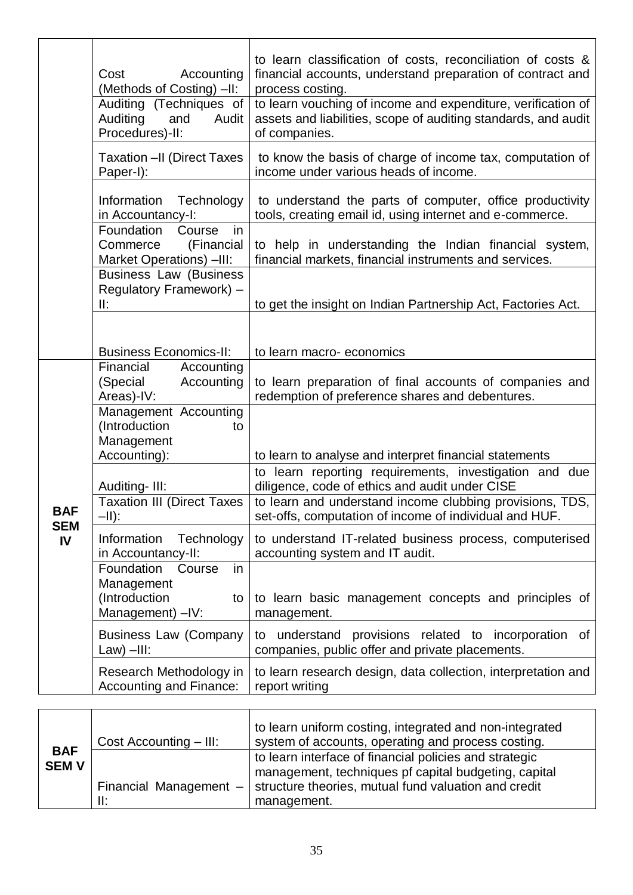| | | |
|---|---|---|
| | Cost Accounting (Methods of Costing) –II: | to learn classification of costs, reconciliation of costs & financial accounts, understand preparation of contract and process costing. |
| | Auditing (Techniques of Auditing and Audit Procedures)-II: | to learn vouching of income and expenditure, verification of assets and liabilities, scope of auditing standards, and audit of companies. |
| | Taxation –II (Direct Taxes Paper-I): | to know the basis of charge of income tax, computation of income under various heads of income. |
| | Information Technology in Accountancy-I: | to understand the parts of computer, office productivity tools, creating email id, using internet and e-commerce. |
| | Foundation Course in Commerce (Financial Market Operations) –III: | to help in understanding the Indian financial system, financial markets, financial instruments and services. |
| | Business Law (Business Regulatory Framework) – II: | to get the insight on Indian Partnership Act, Factories Act. |
| | Business Economics-II: | to learn macro- economics |
| **BAF SEM IV** | Financial Accounting (Special Accounting Areas)-IV: | to learn preparation of final accounts of companies and redemption of preference shares and debentures. |
| | Management Accounting (Introduction to Management Accounting): | to learn to analyse and interpret financial statements |
| | Auditing- III: | to learn reporting requirements, investigation and due diligence, code of ethics and audit under CISE |
| | Taxation III (Direct Taxes –II): | to learn and understand income clubbing provisions, TDS, set-offs, computation of income of individual and HUF. |
| | Information Technology in Accountancy-II: | to understand IT-related business process, computerised accounting system and IT audit. |
| | Foundation Course in Management (Introduction to Management) –IV: | to learn basic management concepts and principles of management. |
| | Business Law (Company Law) –III: | to understand provisions related to incorporation of companies, public offer and private placements. |
| | Research Methodology in Accounting and Finance: | to learn research design, data collection, interpretation and report writing |

| | | |
|---|---|---|
| **BAF SEM V** | Cost Accounting – III: | to learn uniform costing, integrated and non-integrated system of accounts, operating and process costing. |
| | Financial Management – II: | to learn interface of financial policies and strategic management, techniques pf capital budgeting, capital structure theories, mutual fund valuation and credit management. |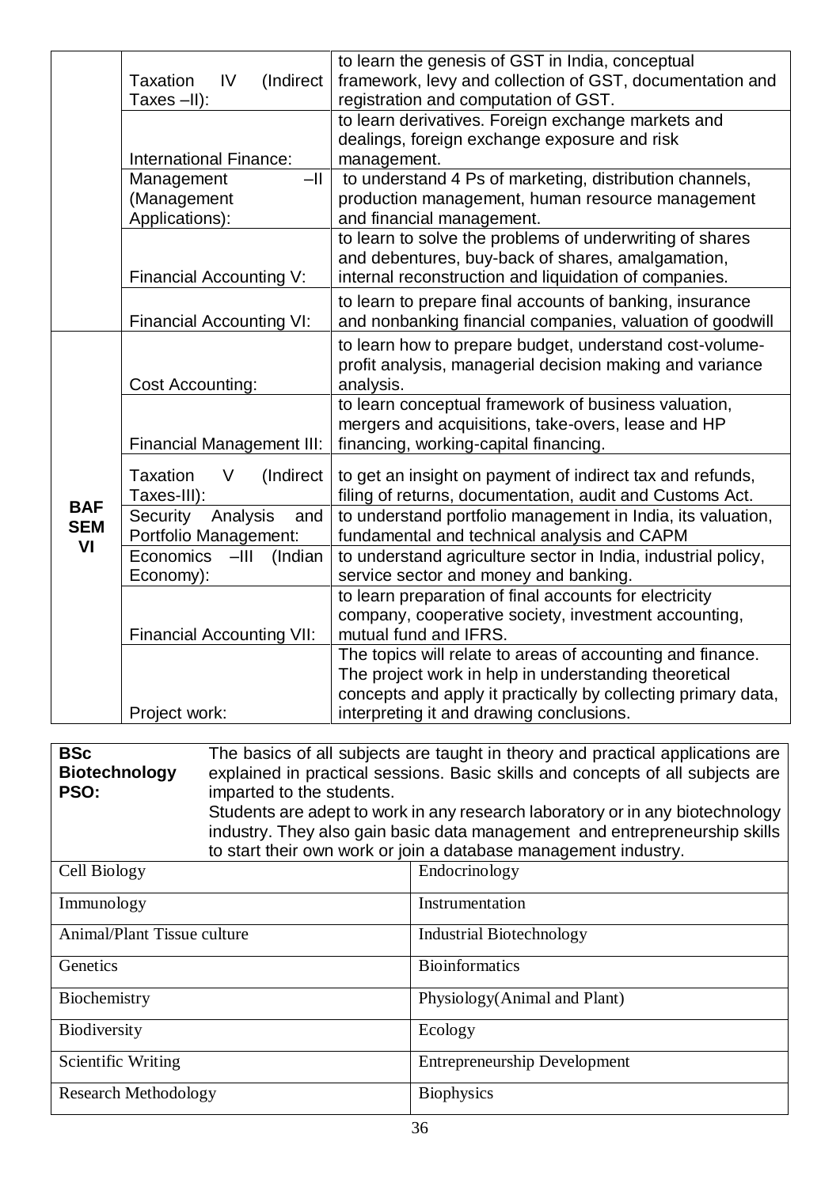| | | |
|---|---|---|
| | Taxation IV (Indirect Taxes –II): | to learn the genesis of GST in India, conceptual framework, levy and collection of GST, documentation and registration and computation of GST. |
| | International Finance: | to learn derivatives. Foreign exchange markets and dealings, foreign exchange exposure and risk management. |
| | Management –II (Management Applications): | to understand 4 Ps of marketing, distribution channels, production management, human resource management and financial management. |
| | Financial Accounting V: | to learn to solve the problems of underwriting of shares and debentures, buy-back of shares, amalgamation, internal reconstruction and liquidation of companies. |
| | Financial Accounting VI: | to learn to prepare final accounts of banking, insurance and nonbanking financial companies, valuation of goodwill |
| **BAF SEM VI** | Cost Accounting: | to learn how to prepare budget, understand cost-volume-profit analysis, managerial decision making and variance analysis. |
| | Financial Management III: | to learn conceptual framework of business valuation, mergers and acquisitions, take-overs, lease and HP financing, working-capital financing. |
| | Taxation V (Indirect Taxes-III): | to get an insight on payment of indirect tax and refunds, filing of returns, documentation, audit and Customs Act. |
| | Security Analysis and Portfolio Management: | to understand portfolio management in India, its valuation, fundamental and technical analysis and CAPM |
| | Economics –III (Indian Economy): | to understand agriculture sector in India, industrial policy, service sector and money and banking. |
| | Financial Accounting VII: | to learn preparation of final accounts for electricity company, cooperative society, investment accounting, mutual fund and IFRS. |
| | Project work: | The topics will relate to areas of accounting and finance. The project work in help in understanding theoretical concepts and apply it practically by collecting primary data, interpreting it and drawing conclusions. |

| **BSc Biotechnology PSO:** | The basics of all subjects are taught in theory and practical applications are explained in practical sessions. Basic skills and concepts of all subjects are imparted to the students. Students are adept to work in any research laboratory or in any biotechnology industry. They also gain basic data management and entrepreneurship skills to start their own work or join a database management industry. |
|---|---|
| Cell Biology | Endocrinology |
| Immunology | Instrumentation |
| Animal/Plant Tissue culture | Industrial Biotechnology |
| Genetics | Bioinformatics |
| Biochemistry | Physiology(Animal and Plant) |
| Biodiversity | Ecology |
| Scientific Writing | Entrepreneurship Development |
| Research Methodology | Biophysics |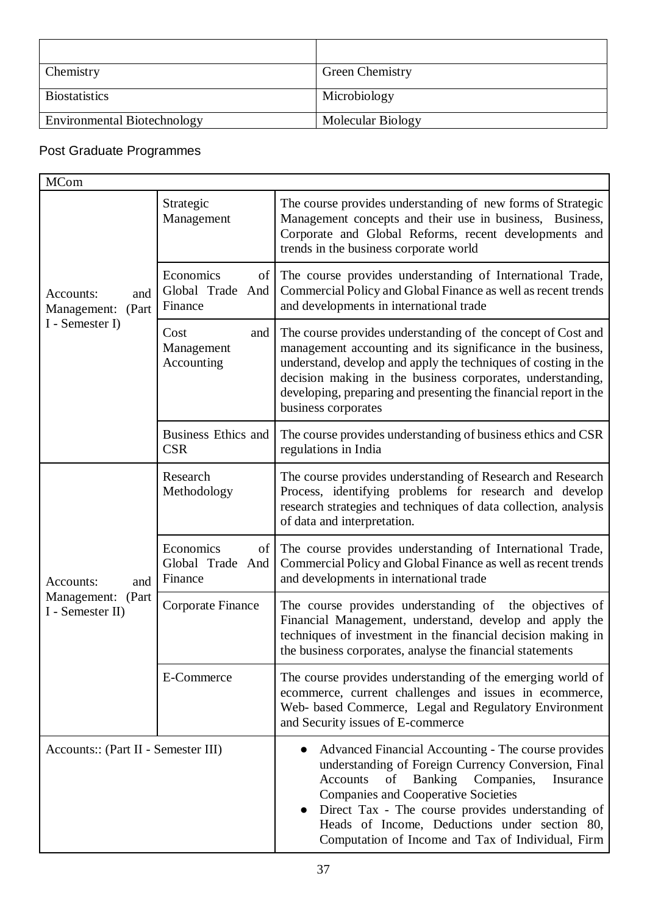| | |
|---|---|
| Chemistry | Green Chemistry |
| Biostatistics | Microbiology |
| Environmental Biotechnology | Molecular Biology |

Post Graduate Programmes

| MCom | | |
|---|---|---|
| Accounts: and Management: (Part I - Semester I) | Strategic Management | The course provides understanding of new forms of Strategic Management concepts and their use in business, Business, Corporate and Global Reforms, recent developments and trends in the business corporate world |
| | Economics of Global Trade And Finance | The course provides understanding of International Trade, Commercial Policy and Global Finance as well as recent trends and developments in international trade |
| | Cost and Management Accounting | The course provides understanding of the concept of Cost and management accounting and its significance in the business, understand, develop and apply the techniques of costing in the decision making in the business corporates, understanding, developing, preparing and presenting the financial report in the business corporates |
| | Business Ethics and CSR | The course provides understanding of business ethics and CSR regulations in India |
| Accounts: and Management: (Part I - Semester II) | Research Methodology | The course provides understanding of Research and Research Process, identifying problems for research and develop research strategies and techniques of data collection, analysis of data and interpretation. |
| | Economics of Global Trade And Finance | The course provides understanding of International Trade, Commercial Policy and Global Finance as well as recent trends and developments in international trade |
| | Corporate Finance | The course provides understanding of the objectives of Financial Management, understand, develop and apply the techniques of investment in the financial decision making in the business corporates, analyse the financial statements |
| | E-Commerce | The course provides understanding of the emerging world of ecommerce, current challenges and issues in ecommerce, Web- based Commerce, Legal and Regulatory Environment and Security issues of E-commerce |
| Accounts:: (Part II - Semester III) | | • Advanced Financial Accounting - The course provides understanding of Foreign Currency Conversion, Final Accounts of Banking Companies, Insurance Companies and Cooperative Societies<br>• Direct Tax - The course provides understanding of Heads of Income, Deductions under section 80, Computation of Income and Tax of Individual, Firm |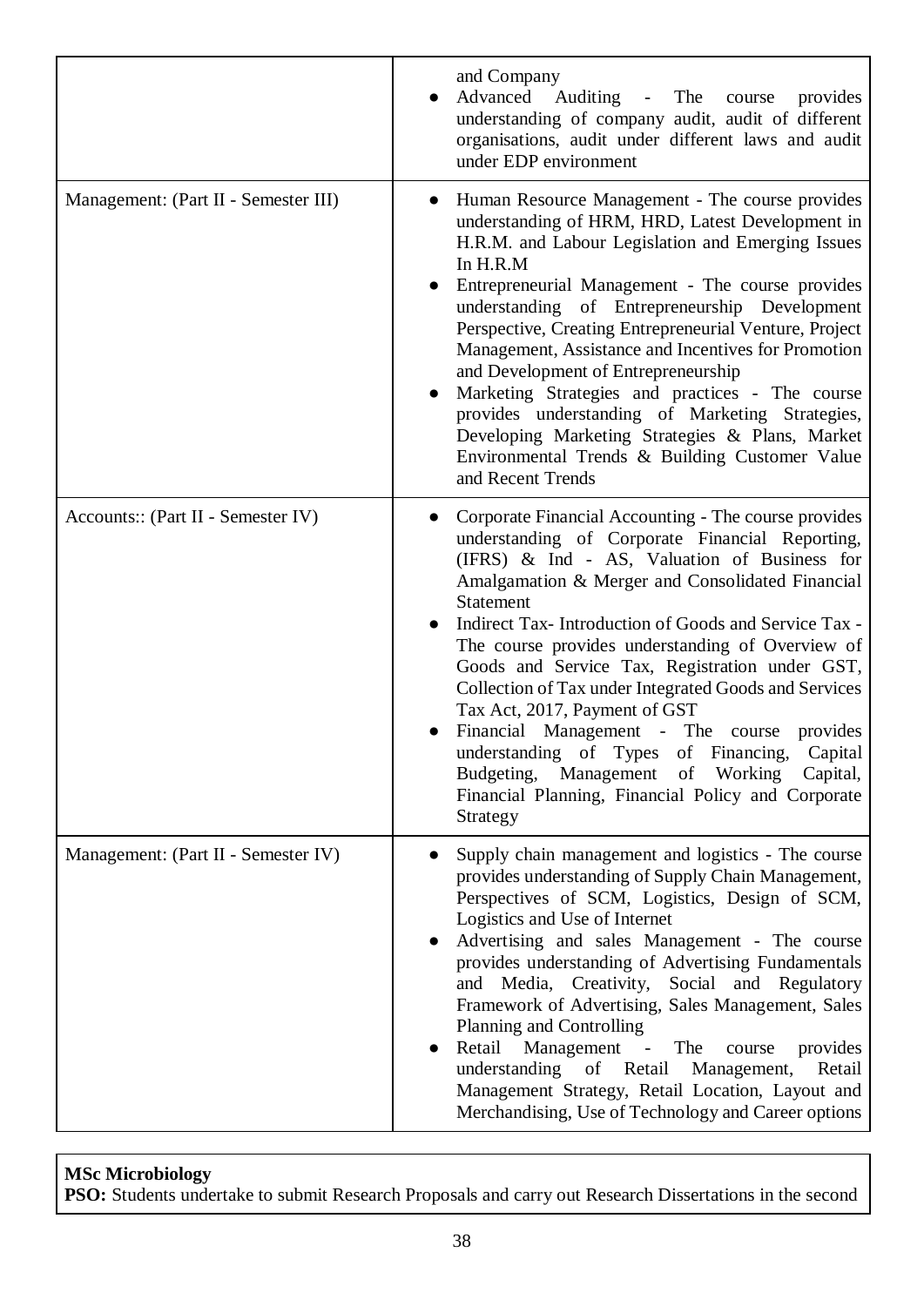| | |
|---|---|
| | and Company<br>● Advanced Auditing - The course provides understanding of company audit, audit of different organisations, audit under different laws and audit under EDP environment |
| Management: (Part II - Semester III) | ● Human Resource Management - The course provides understanding of HRM, HRD, Latest Development in H.R.M. and Labour Legislation and Emerging Issues In H.R.M<br>● Entrepreneurial Management - The course provides understanding of Entrepreneurship Development Perspective, Creating Entrepreneurial Venture, Project Management, Assistance and Incentives for Promotion and Development of Entrepreneurship<br>● Marketing Strategies and practices - The course provides understanding of Marketing Strategies, Developing Marketing Strategies & Plans, Market Environmental Trends & Building Customer Value and Recent Trends |
| Accounts:: (Part II - Semester IV) | ● Corporate Financial Accounting - The course provides understanding of Corporate Financial Reporting, (IFRS) & Ind - AS, Valuation of Business for Amalgamation & Merger and Consolidated Financial Statement<br>● Indirect Tax- Introduction of Goods and Service Tax - The course provides understanding of Overview of Goods and Service Tax, Registration under GST, Collection of Tax under Integrated Goods and Services Tax Act, 2017, Payment of GST<br>● Financial Management - The course provides understanding of Types of Financing, Capital Budgeting, Management of Working Capital, Financial Planning, Financial Policy and Corporate Strategy |
| Management: (Part II - Semester IV) | ● Supply chain management and logistics - The course provides understanding of Supply Chain Management, Perspectives of SCM, Logistics, Design of SCM, Logistics and Use of Internet<br>● Advertising and sales Management - The course provides understanding of Advertising Fundamentals and Media, Creativity, Social and Regulatory Framework of Advertising, Sales Management, Sales Planning and Controlling<br>● Retail Management - The course provides understanding of Retail Management, Retail Management Strategy, Retail Location, Layout and Merchandising, Use of Technology and Career options |

**MSc Microbiology**

**PSO:** Students undertake to submit Research Proposals and carry out Research Dissertations in the second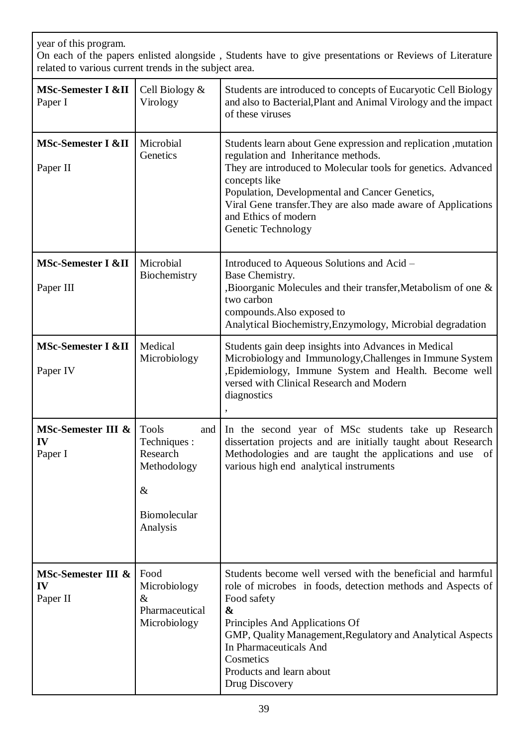year of this program.
On each of the papers enlisted alongside , Students have to give presentations or Reviews of Literature related to various current trends in the subject area.

| | | |
|---|---|---|
| **MSc-Semester I &II** Paper I | Cell Biology & Virology | Students are introduced to concepts of Eucaryotic Cell Biology and also to Bacterial,Plant and Animal Virology and the impact of these viruses |
| **MSc-Semester I &II** Paper II | Microbial Genetics | Students learn about Gene expression and replication ,mutation regulation and Inheritance methods. They are introduced to Molecular tools for genetics. Advanced concepts like Population, Developmental and Cancer Genetics, Viral Gene transfer.They are also made aware of Applications and Ethics of modern Genetic Technology |
| **MSc-Semester I &II** Paper III | Microbial Biochemistry | Introduced to Aqueous Solutions and Acid – Base Chemistry. ,Bioorganic Molecules and their transfer,Metabolism of one & two carbon compounds.Also exposed to Analytical Biochemistry,Enzymology, Microbial degradation |
| **MSc-Semester I &II** Paper IV | Medical Microbiology | Students gain deep insights into Advances in Medical Microbiology and Immunology,Challenges in Immune System ,Epidemiology, Immune System and Health. Become well versed with Clinical Research and Modern diagnostics , |
| **MSc-Semester III & IV** Paper I | Tools and Techniques : Research Methodology & Biomolecular Analysis | In the second year of MSc students take up Research dissertation projects and are initially taught about Research Methodologies and are taught the applications and use of various high end analytical instruments |
| **MSc-Semester III & IV** Paper II | Food Microbiology & Pharmaceutical Microbiology | Students become well versed with the beneficial and harmful role of microbes in foods, detection methods and Aspects of Food safety **&** Principles And Applications Of GMP, Quality Management,Regulatory and Analytical Aspects In Pharmaceuticals And Cosmetics Products and learn about Drug Discovery |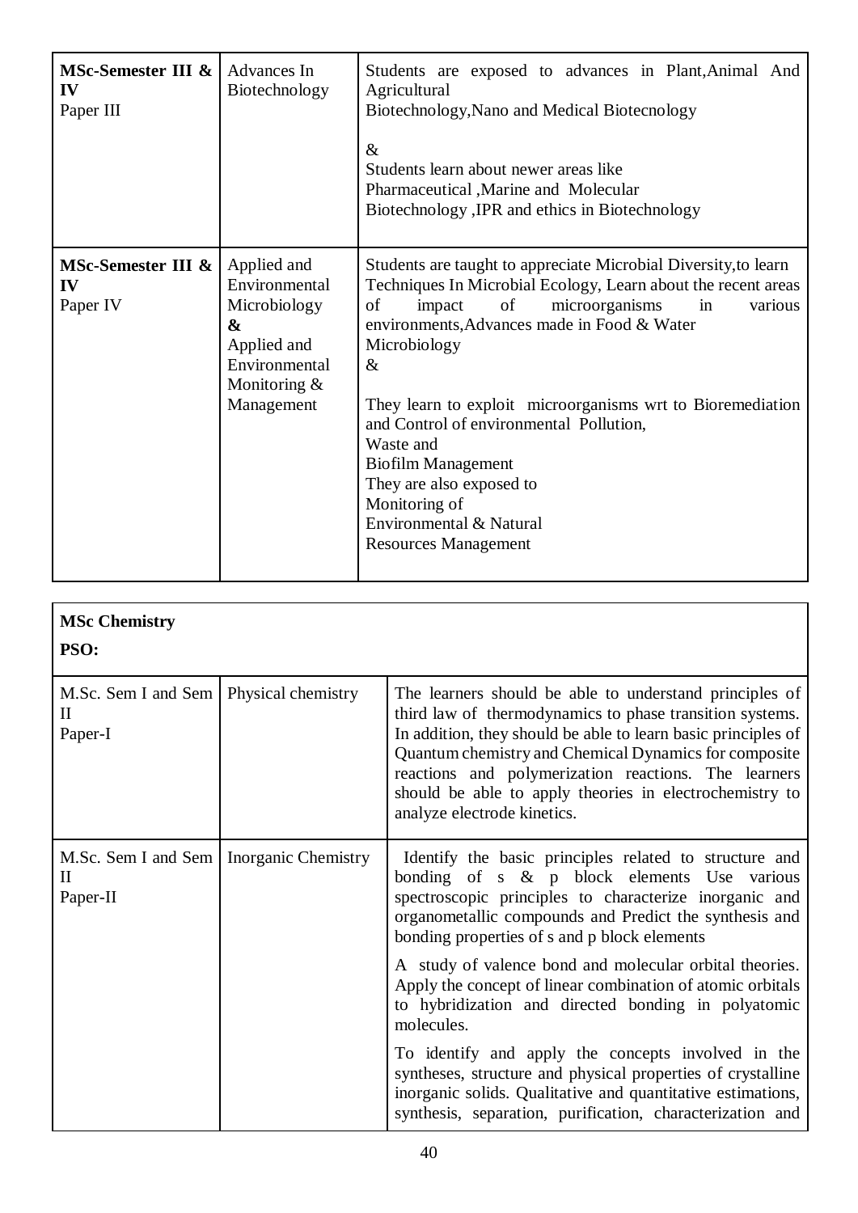| **MSc-Semester III & IV** Paper III | Advances In Biotechnology | Students are exposed to advances in Plant,Animal And Agricultural Biotechnology,Nano and Medical Biotecnology<br><br>&<br>Students learn about newer areas like Pharmaceutical ,Marine and Molecular Biotechnology ,IPR and ethics in Biotechnology |
|---|---|---|
| **MSc-Semester III & IV** Paper IV | Applied and Environmental Microbiology **&** Applied and Environmental Monitoring & Management | Students are taught to appreciate Microbial Diversity,to learn Techniques In Microbial Ecology, Learn about the recent areas of impact of microorganisms in various environments,Advances made in Food & Water Microbiology<br>&<br><br>They learn to exploit microorganisms wrt to Bioremediation and Control of environmental Pollution, Waste and Biofilm Management<br>They are also exposed to Monitoring of Environmental & Natural Resources Management |

**MSc Chemistry**

**PSO:**

| M.Sc. Sem I and Sem II Paper-I | Physical chemistry | The learners should be able to understand principles of third law of thermodynamics to phase transition systems. In addition, they should be able to learn basic principles of Quantum chemistry and Chemical Dynamics for composite reactions and polymerization reactions. The learners should be able to apply theories in electrochemistry to analyze electrode kinetics. |
|---|---|---|
| M.Sc. Sem I and Sem II Paper-II | Inorganic Chemistry | Identify the basic principles related to structure and bonding of s & p block elements Use various spectroscopic principles to characterize inorganic and organometallic compounds and Predict the synthesis and bonding properties of s and p block elements<br><br>A study of valence bond and molecular orbital theories. Apply the concept of linear combination of atomic orbitals to hybridization and directed bonding in polyatomic molecules.<br><br>To identify and apply the concepts involved in the syntheses, structure and physical properties of crystalline inorganic solids. Qualitative and quantitative estimations, synthesis, separation, purification, characterization and |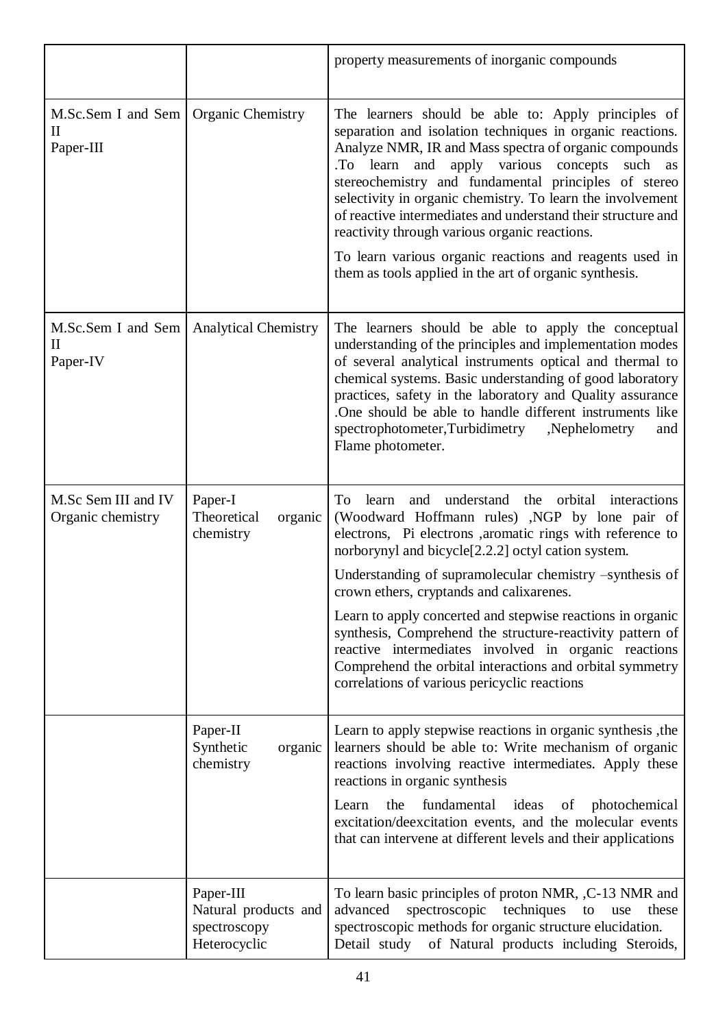| | | |
|---|---|---|
| | | property measurements of inorganic compounds |
| M.Sc.Sem I and Sem II<br>Paper-III | Organic Chemistry | The learners should be able to: Apply principles of separation and isolation techniques in organic reactions. Analyze NMR, IR and Mass spectra of organic compounds .To learn and apply various concepts such as stereochemistry and fundamental principles of stereo selectivity in organic chemistry. To learn the involvement of reactive intermediates and understand their structure and reactivity through various organic reactions.<br><br>To learn various organic reactions and reagents used in them as tools applied in the art of organic synthesis. |
| M.Sc.Sem I and Sem II<br>Paper-IV | Analytical Chemistry | The learners should be able to apply the conceptual understanding of the principles and implementation modes of several analytical instruments optical and thermal to chemical systems. Basic understanding of good laboratory practices, safety in the laboratory and Quality assurance .One should be able to handle different instruments like spectrophotometer,Turbidimetry ,Nephelometry and Flame photometer. |
| M.Sc Sem III and IV<br>Organic chemistry | Paper-I<br>Theoretical organic chemistry | To learn and understand the orbital interactions (Woodward Hoffmann rules) ,NGP by lone pair of electrons, Pi electrons ,aromatic rings with reference to norborynyl and bicycle[2.2.2] octyl cation system.<br><br>Understanding of supramolecular chemistry –synthesis of crown ethers, cryptands and calixarenes.<br><br>Learn to apply concerted and stepwise reactions in organic synthesis, Comprehend the structure-reactivity pattern of reactive intermediates involved in organic reactions Comprehend the orbital interactions and orbital symmetry correlations of various pericyclic reactions |
| | Paper-II<br>Synthetic organic chemistry | Learn to apply stepwise reactions in organic synthesis ,the learners should be able to: Write mechanism of organic reactions involving reactive intermediates. Apply these reactions in organic synthesis<br><br>Learn the fundamental ideas of photochemical excitation/deexcitation events, and the molecular events that can intervene at different levels and their applications |
| | Paper-III<br>Natural products and spectroscopy<br>Heterocyclic | To learn basic principles of proton NMR, ,C-13 NMR and advanced spectroscopic techniques to use these spectroscopic methods for organic structure elucidation.<br>Detail study of Natural products including Steroids, |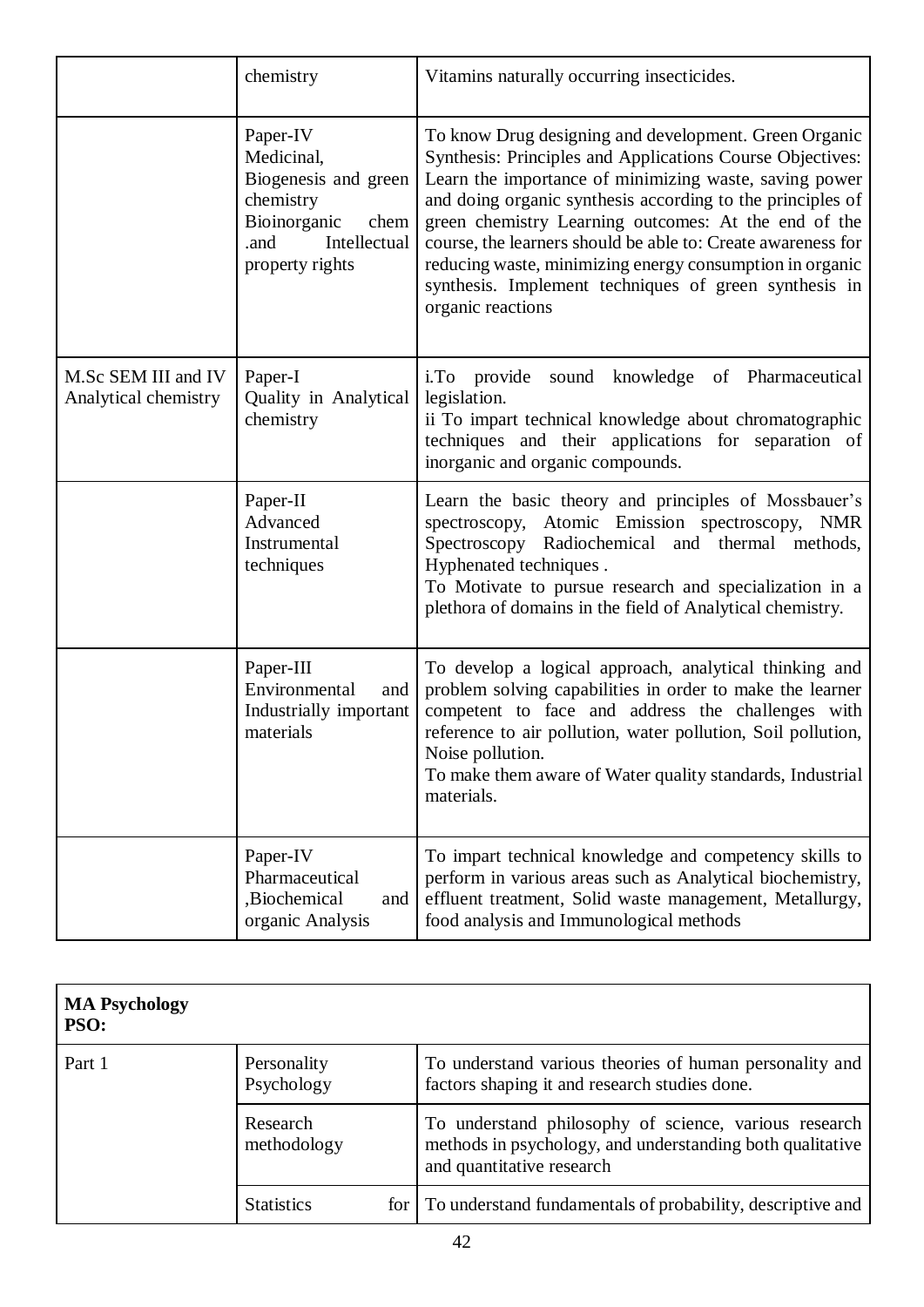|  | chemistry | Vitamins naturally occurring insecticides. |
|---|---|---|
|  | Paper-IV Medicinal, Biogenesis and green chemistry Bioinorganic chem .and Intellectual property rights | To know Drug designing and development. Green Organic Synthesis: Principles and Applications Course Objectives: Learn the importance of minimizing waste, saving power and doing organic synthesis according to the principles of green chemistry Learning outcomes: At the end of the course, the learners should be able to: Create awareness for reducing waste, minimizing energy consumption in organic synthesis. Implement techniques of green synthesis in organic reactions |
| M.Sc SEM III and IV Analytical chemistry | Paper-I Quality in Analytical chemistry | i.To provide sound knowledge of Pharmaceutical legislation.<br>ii To impart technical knowledge about chromatographic techniques and their applications for separation of inorganic and organic compounds. |
|  | Paper-II Advanced Instrumental techniques | Learn the basic theory and principles of Mossbauer's spectroscopy, Atomic Emission spectroscopy, NMR Spectroscopy Radiochemical and thermal methods, Hyphenated techniques .<br>To Motivate to pursue research and specialization in a plethora of domains in the field of Analytical chemistry. |
|  | Paper-III Environmental and Industrially important materials | To develop a logical approach, analytical thinking and problem solving capabilities in order to make the learner competent to face and address the challenges with reference to air pollution, water pollution, Soil pollution, Noise pollution.<br>To make them aware of Water quality standards, Industrial materials. |
|  | Paper-IV Pharmaceutical ,Biochemical and organic Analysis | To impart technical knowledge and competency skills to perform in various areas such as Analytical biochemistry, effluent treatment, Solid waste management, Metallurgy, food analysis and Immunological methods |

| **MA Psychology PSO:** | | |
|---|---|---|
| Part 1 | Personality Psychology | To understand various theories of human personality and factors shaping it and research studies done. |
|  | Research methodology | To understand philosophy of science, various research methods in psychology, and understanding both qualitative and quantitative research |
|  | Statistics for | To understand fundamentals of probability, descriptive and |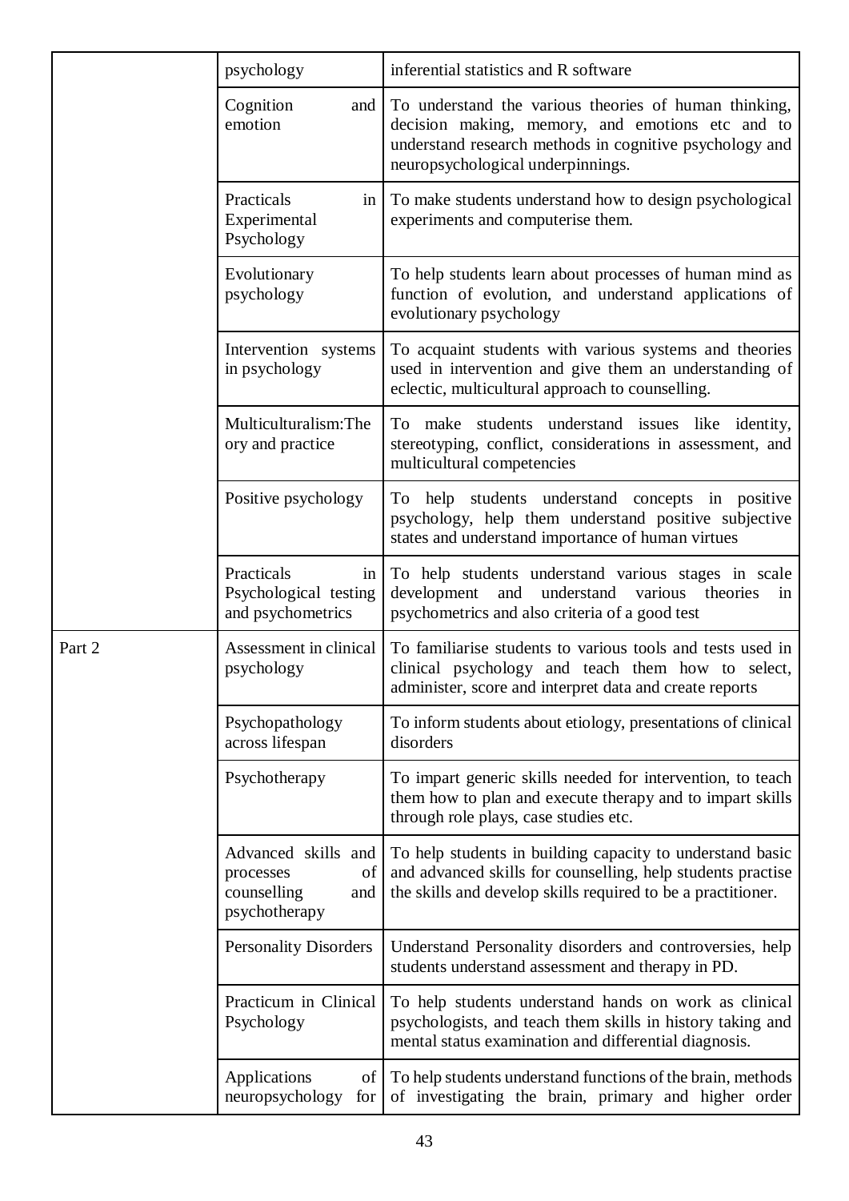| | | |
|---|---|---|
| | psychology | inferential statistics and R software |
| | Cognition and emotion | To understand the various theories of human thinking, decision making, memory, and emotions etc and to understand research methods in cognitive psychology and neuropsychological underpinnings. |
| | Practicals in Experimental Psychology | To make students understand how to design psychological experiments and computerise them. |
| | Evolutionary psychology | To help students learn about processes of human mind as function of evolution, and understand applications of evolutionary psychology |
| | Intervention systems in psychology | To acquaint students with various systems and theories used in intervention and give them an understanding of eclectic, multicultural approach to counselling. |
| | Multiculturalism:Theory and practice | To make students understand issues like identity, stereotyping, conflict, considerations in assessment, and multicultural competencies |
| | Positive psychology | To help students understand concepts in positive psychology, help them understand positive subjective states and understand importance of human virtues |
| | Practicals in Psychological testing and psychometrics | To help students understand various stages in scale development and understand various theories in psychometrics and also criteria of a good test |
| Part 2 | Assessment in clinical psychology | To familiarise students to various tools and tests used in clinical psychology and teach them how to select, administer, score and interpret data and create reports |
| | Psychopathology across lifespan | To inform students about etiology, presentations of clinical disorders |
| | Psychotherapy | To impart generic skills needed for intervention, to teach them how to plan and execute therapy and to impart skills through role plays, case studies etc. |
| | Advanced skills and processes of counselling and psychotherapy | To help students in building capacity to understand basic and advanced skills for counselling, help students practise the skills and develop skills required to be a practitioner. |
| | Personality Disorders | Understand Personality disorders and controversies, help students understand assessment and therapy in PD. |
| | Practicum in Clinical Psychology | To help students understand hands on work as clinical psychologists, and teach them skills in history taking and mental status examination and differential diagnosis. |
| | Applications of neuropsychology for | To help students understand functions of the brain, methods of investigating the brain, primary and higher order |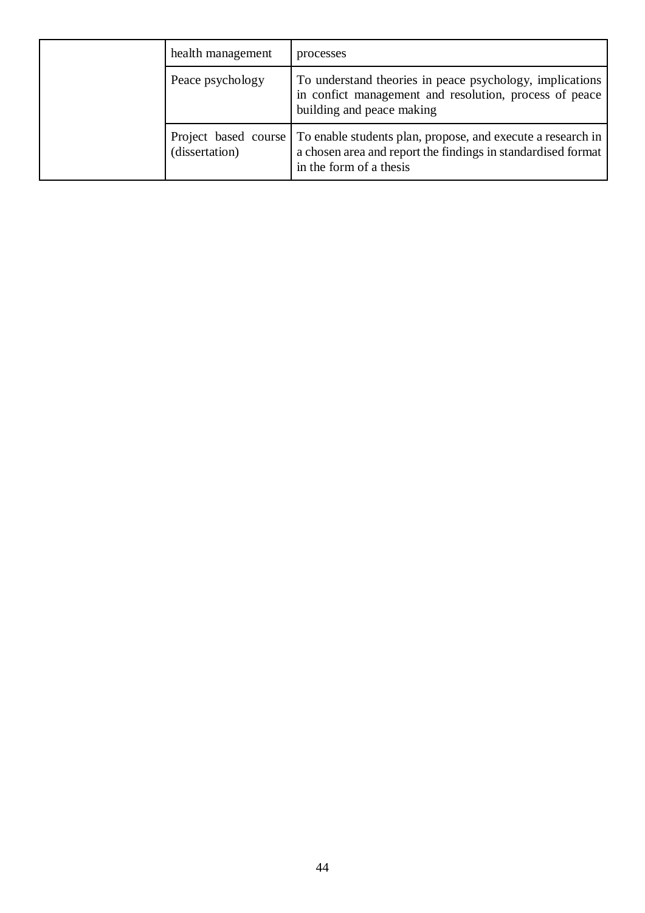| | | |
|---|---|---|
| | health management | processes |
| | Peace psychology | To understand theories in peace psychology, implications in confict management and resolution, process of peace building and peace making |
| | Project based course (dissertation) | To enable students plan, propose, and execute a research in a chosen area and report the findings in standardised format in the form of a thesis |